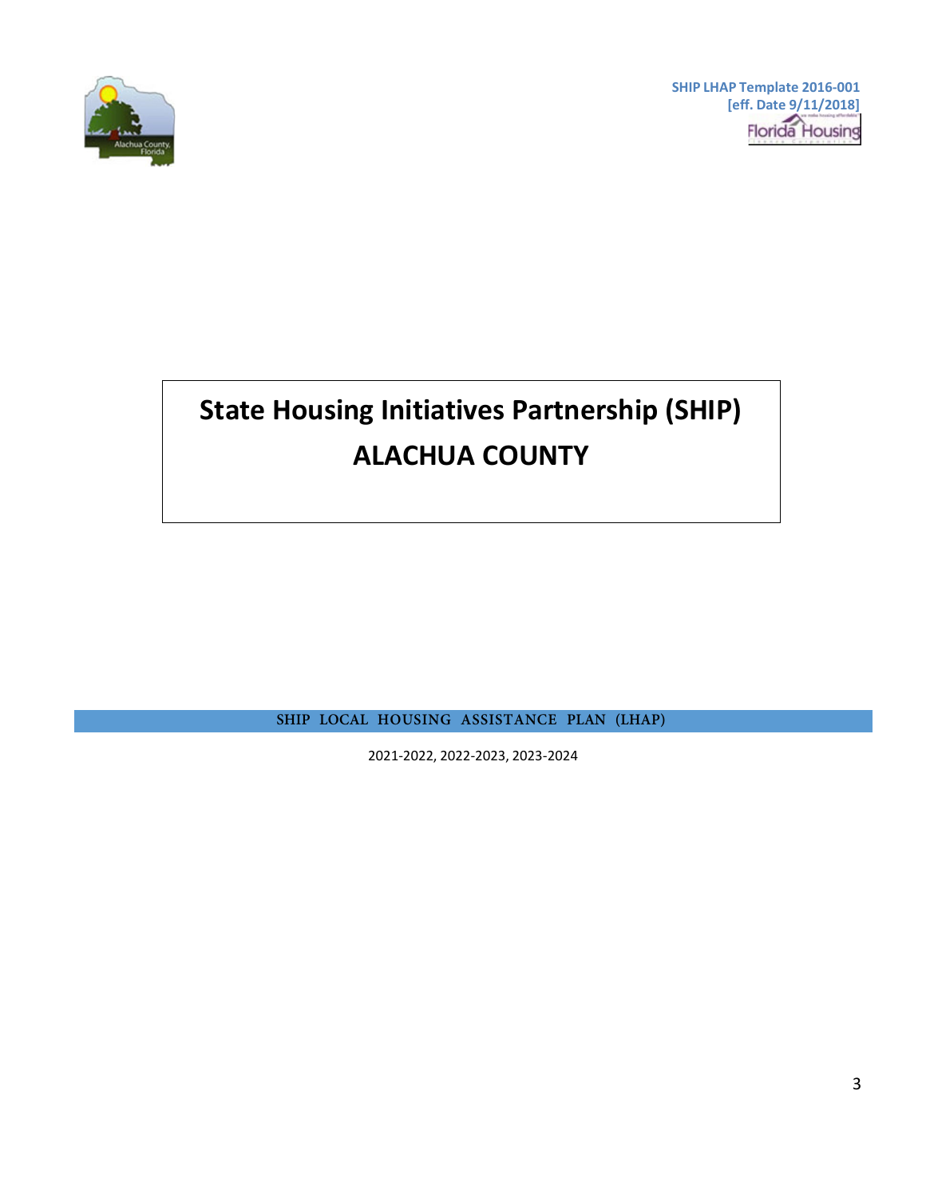SHIP LHAP Template 2016-001
[eff. Date 9/11/2018]

# State Housing Initiatives Partnership (SHIP)
# ALACHUA COUNTY

**SHIP LOCAL HOUSING ASSISTANCE PLAN (LHAP)**

2021-2022, 2022-2023, 2023-2024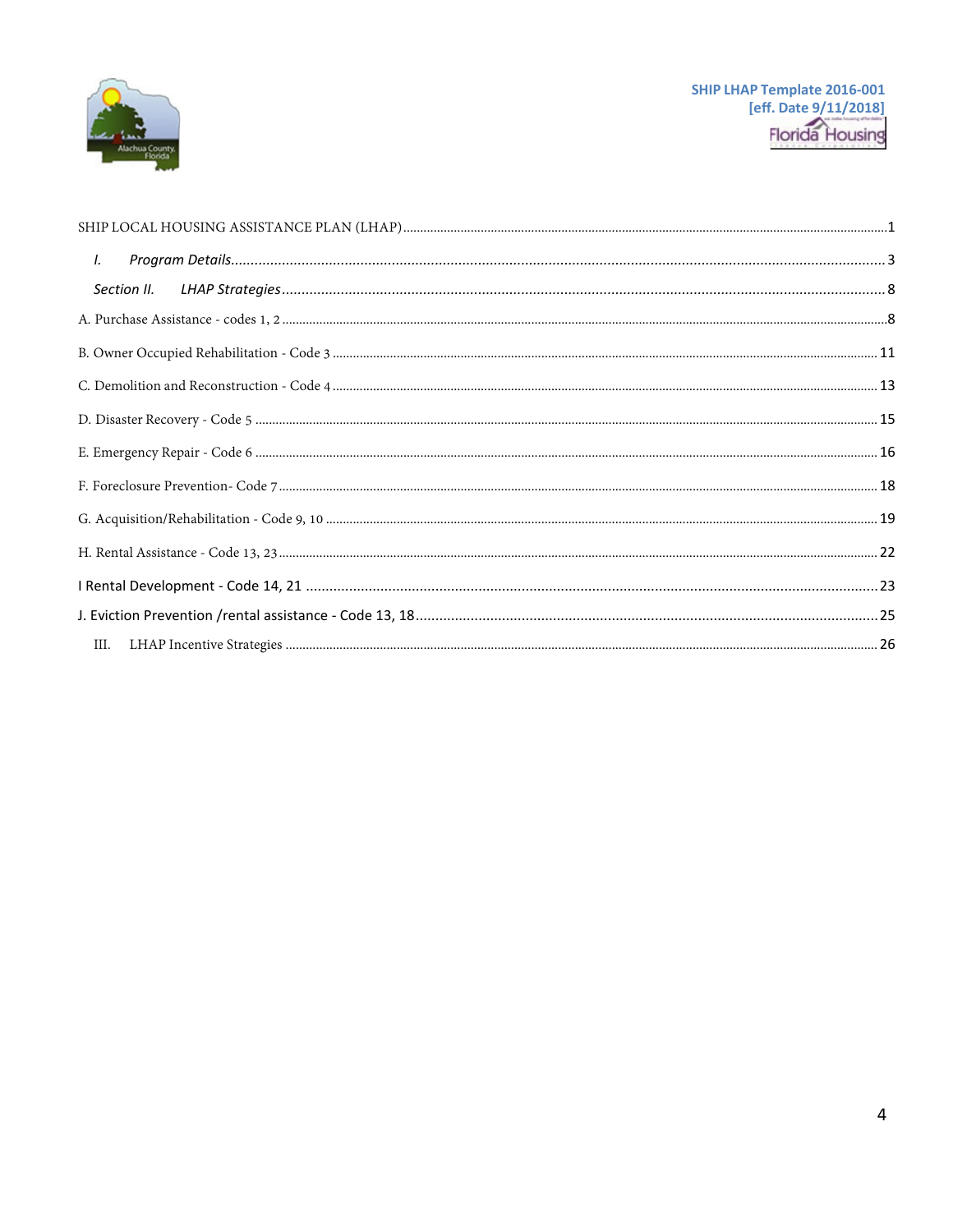SHIP LOCAL HOUSING ASSISTANCE PLAN (LHAP)........................................................................................................1

*I. Program Details*........................................................................................................................3

*Section II. LHAP Strategies*............................................................................................................8

A. Purchase Assistance - codes 1, 2.........................................................................................................8

B. Owner Occupied Rehabilitation - Code 3...............................................................................................11

C. Demolition and Reconstruction - Code 4...............................................................................................13

D. Disaster Recovery - Code 5...............................................................................................................15

E. Emergency Repair - Code 6...............................................................................................................16

F. Foreclosure Prevention- Code 7..........................................................................................................18

G. Acquisition/Rehabilitation - Code 9, 10.................................................................................................19

H. Rental Assistance - Code 13, 23.........................................................................................................22

I Rental Development - Code 14, 21.......................................................................................................23

J. Eviction Prevention /rental assistance - Code 13, 18..................................................................................25

III. LHAP Incentive Strategies...............................................................................................................26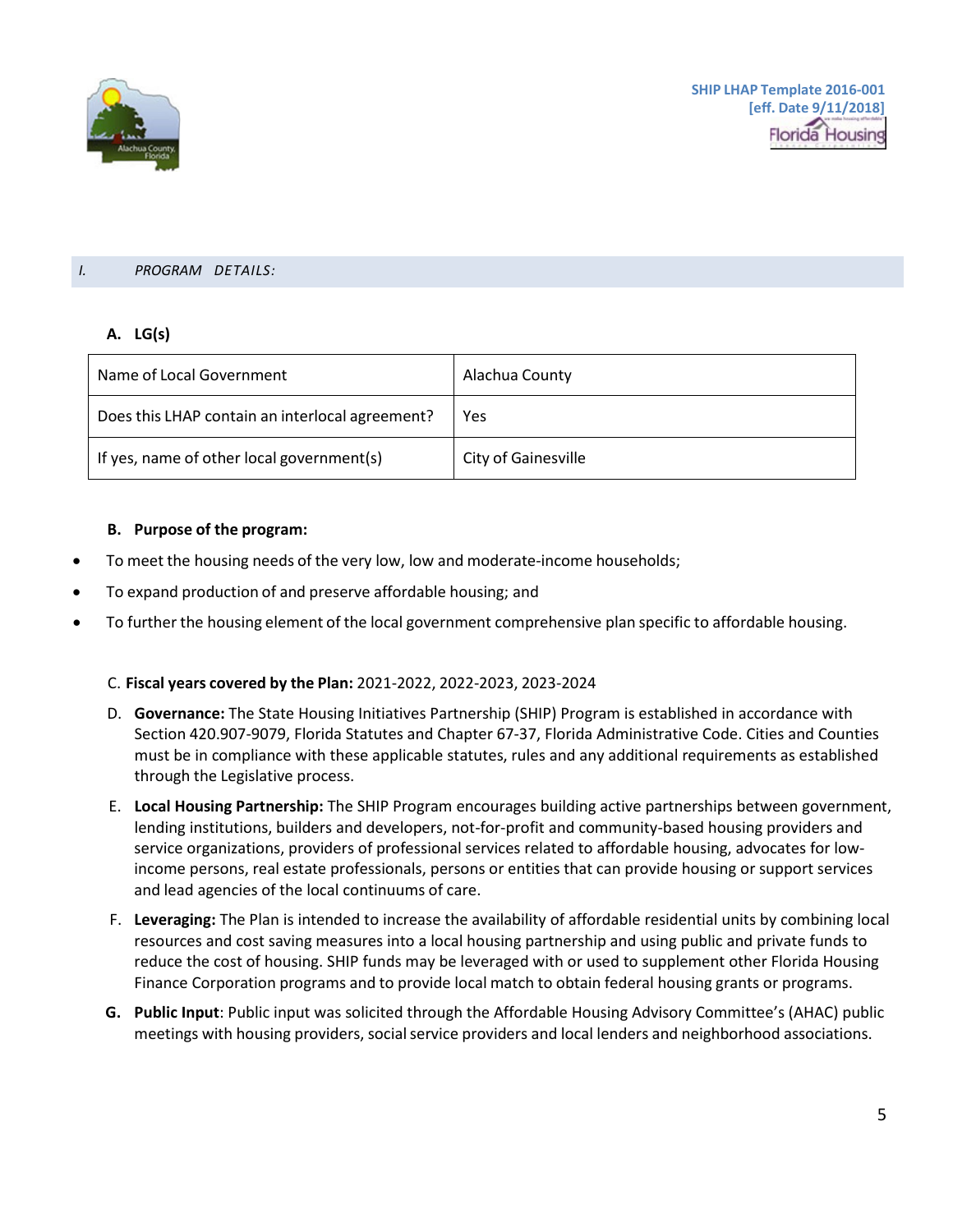## I. PROGRAM DETAILS:

### A. LG(s)

| Name of Local Government | Alachua County |
|---|---|
| Does this LHAP contain an interlocal agreement? | Yes |
| If yes, name of other local government(s) | City of Gainesville |

### B. Purpose of the program:

- To meet the housing needs of the very low, low and moderate-income households;
- To expand production of and preserve affordable housing; and
- To further the housing element of the local government comprehensive plan specific to affordable housing.

C. **Fiscal years covered by the Plan:** 2021-2022, 2022-2023, 2023-2024

D. **Governance:** The State Housing Initiatives Partnership (SHIP) Program is established in accordance with Section 420.907-9079, Florida Statutes and Chapter 67-37, Florida Administrative Code. Cities and Counties must be in compliance with these applicable statutes, rules and any additional requirements as established through the Legislative process.

E. **Local Housing Partnership:** The SHIP Program encourages building active partnerships between government, lending institutions, builders and developers, not-for-profit and community-based housing providers and service organizations, providers of professional services related to affordable housing, advocates for low-income persons, real estate professionals, persons or entities that can provide housing or support services and lead agencies of the local continuums of care.

F. **Leveraging:** The Plan is intended to increase the availability of affordable residential units by combining local resources and cost saving measures into a local housing partnership and using public and private funds to reduce the cost of housing. SHIP funds may be leveraged with or used to supplement other Florida Housing Finance Corporation programs and to provide local match to obtain federal housing grants or programs.

**G. Public Input**: Public input was solicited through the Affordable Housing Advisory Committee's (AHAC) public meetings with housing providers, social service providers and local lenders and neighborhood associations.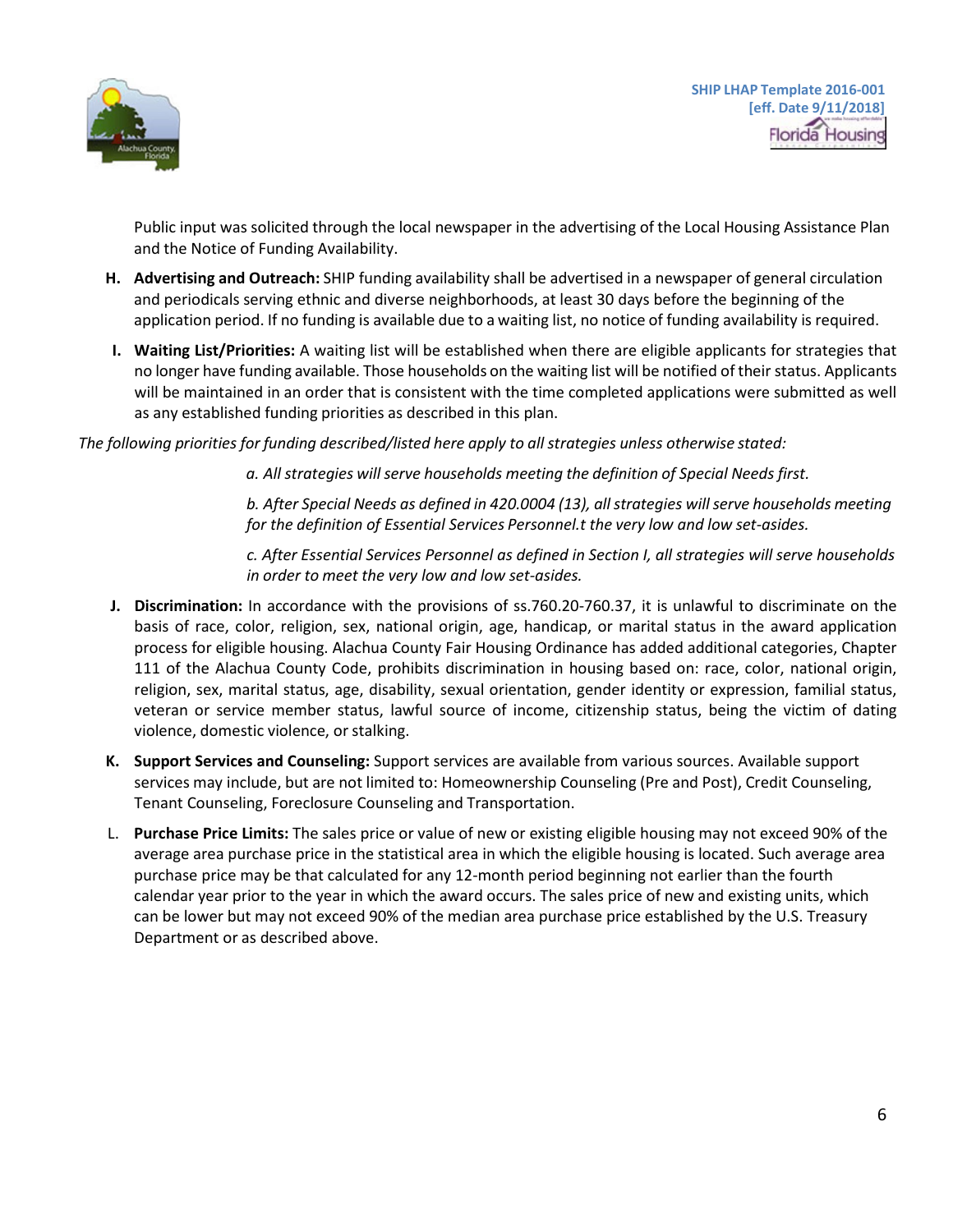Public input was solicited through the local newspaper in the advertising of the Local Housing Assistance Plan and the Notice of Funding Availability.

**H. Advertising and Outreach:** SHIP funding availability shall be advertised in a newspaper of general circulation and periodicals serving ethnic and diverse neighborhoods, at least 30 days before the beginning of the application period. If no funding is available due to a waiting list, no notice of funding availability is required.

**I. Waiting List/Priorities:** A waiting list will be established when there are eligible applicants for strategies that no longer have funding available. Those households on the waiting list will be notified of their status. Applicants will be maintained in an order that is consistent with the time completed applications were submitted as well as any established funding priorities as described in this plan.

*The following priorities for funding described/listed here apply to all strategies unless otherwise stated:*

*a. All strategies will serve households meeting the definition of Special Needs first.*

*b. After Special Needs as defined in 420.0004 (13), all strategies will serve households meeting for the definition of Essential Services Personnel.t the very low and low set-asides.*

*c. After Essential Services Personnel as defined in Section I, all strategies will serve households in order to meet the very low and low set-asides.*

**J. Discrimination:** In accordance with the provisions of ss.760.20-760.37, it is unlawful to discriminate on the basis of race, color, religion, sex, national origin, age, handicap, or marital status in the award application process for eligible housing. Alachua County Fair Housing Ordinance has added additional categories, Chapter 111 of the Alachua County Code, prohibits discrimination in housing based on: race, color, national origin, religion, sex, marital status, age, disability, sexual orientation, gender identity or expression, familial status, veteran or service member status, lawful source of income, citizenship status, being the victim of dating violence, domestic violence, or stalking.

**K. Support Services and Counseling:** Support services are available from various sources. Available support services may include, but are not limited to: Homeownership Counseling (Pre and Post), Credit Counseling, Tenant Counseling, Foreclosure Counseling and Transportation.

L. **Purchase Price Limits:** The sales price or value of new or existing eligible housing may not exceed 90% of the average area purchase price in the statistical area in which the eligible housing is located. Such average area purchase price may be that calculated for any 12-month period beginning not earlier than the fourth calendar year prior to the year in which the award occurs. The sales price of new and existing units, which can be lower but may not exceed 90% of the median area purchase price established by the U.S. Treasury Department or as described above.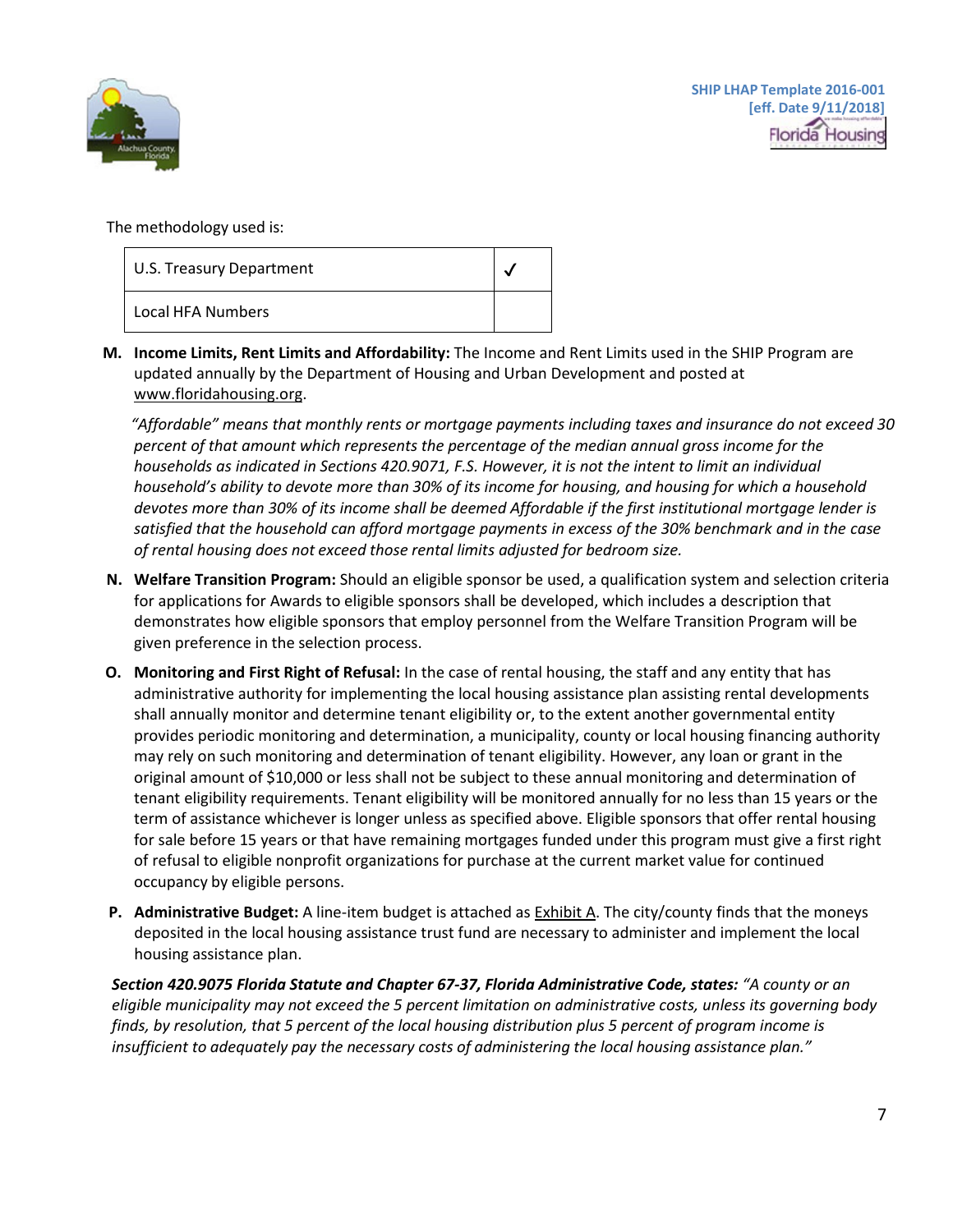The methodology used is:

| | |
|---|---|
| U.S. Treasury Department | ✓ |
| Local HFA Numbers | |

**M. Income Limits, Rent Limits and Affordability:** The Income and Rent Limits used in the SHIP Program are updated annually by the Department of Housing and Urban Development and posted at www.floridahousing.org.

*"Affordable" means that monthly rents or mortgage payments including taxes and insurance do not exceed 30 percent of that amount which represents the percentage of the median annual gross income for the households as indicated in Sections 420.9071, F.S. However, it is not the intent to limit an individual household's ability to devote more than 30% of its income for housing, and housing for which a household devotes more than 30% of its income shall be deemed Affordable if the first institutional mortgage lender is satisfied that the household can afford mortgage payments in excess of the 30% benchmark and in the case of rental housing does not exceed those rental limits adjusted for bedroom size.*

**N. Welfare Transition Program:** Should an eligible sponsor be used, a qualification system and selection criteria for applications for Awards to eligible sponsors shall be developed, which includes a description that demonstrates how eligible sponsors that employ personnel from the Welfare Transition Program will be given preference in the selection process.

**O. Monitoring and First Right of Refusal:** In the case of rental housing, the staff and any entity that has administrative authority for implementing the local housing assistance plan assisting rental developments shall annually monitor and determine tenant eligibility or, to the extent another governmental entity provides periodic monitoring and determination, a municipality, county or local housing financing authority may rely on such monitoring and determination of tenant eligibility. However, any loan or grant in the original amount of $10,000 or less shall not be subject to these annual monitoring and determination of tenant eligibility requirements. Tenant eligibility will be monitored annually for no less than 15 years or the term of assistance whichever is longer unless as specified above. Eligible sponsors that offer rental housing for sale before 15 years or that have remaining mortgages funded under this program must give a first right of refusal to eligible nonprofit organizations for purchase at the current market value for continued occupancy by eligible persons.

**P. Administrative Budget:** A line-item budget is attached as Exhibit A. The city/county finds that the moneys deposited in the local housing assistance trust fund are necessary to administer and implement the local housing assistance plan.

***Section 420.9075 Florida Statute and Chapter 67-37, Florida Administrative Code, states:*** *"A county or an eligible municipality may not exceed the 5 percent limitation on administrative costs, unless its governing body finds, by resolution, that 5 percent of the local housing distribution plus 5 percent of program income is insufficient to adequately pay the necessary costs of administering the local housing assistance plan."*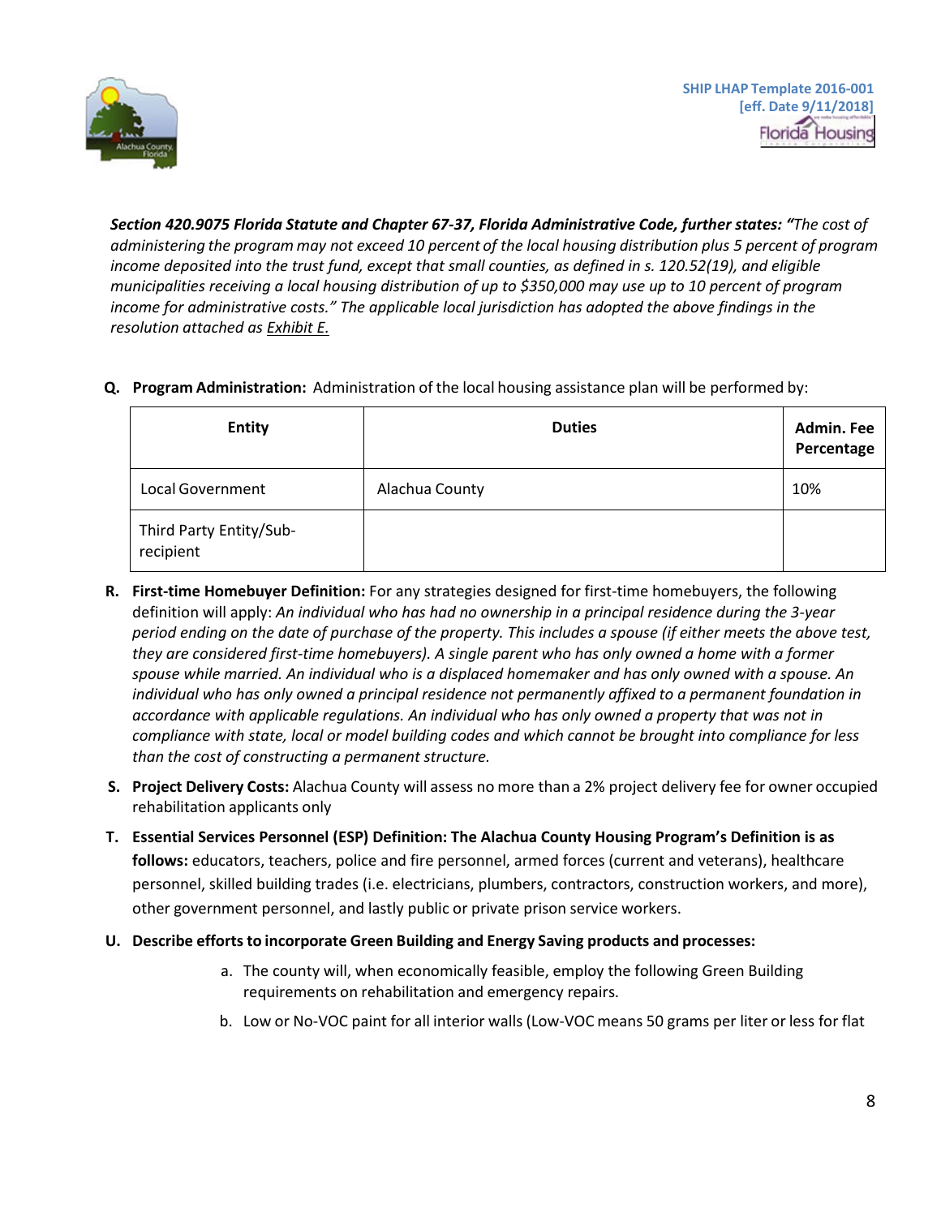***Section 420.9075 Florida Statute and Chapter 67-37, Florida Administrative Code, further states: "****The cost of administering the program may not exceed 10 percent of the local housing distribution plus 5 percent of program income deposited into the trust fund, except that small counties, as defined in s. 120.52(19), and eligible municipalities receiving a local housing distribution of up to $350,000 may use up to 10 percent of program income for administrative costs." The applicable local jurisdiction has adopted the above findings in the resolution attached as* *<u>Exhibit E.</u>*

**Q. Program Administration:** Administration of the local housing assistance plan will be performed by:

| Entity | Duties | Admin. Fee Percentage |
|---|---|---|
| Local Government | Alachua County | 10% |
| Third Party Entity/Sub-recipient | | |

**R. First-time Homebuyer Definition:** For any strategies designed for first-time homebuyers, the following definition will apply: *An individual who has had no ownership in a principal residence during the 3-year period ending on the date of purchase of the property. This includes a spouse (if either meets the above test, they are considered first-time homebuyers). A single parent who has only owned a home with a former spouse while married. An individual who is a displaced homemaker and has only owned with a spouse. An individual who has only owned a principal residence not permanently affixed to a permanent foundation in accordance with applicable regulations. An individual who has only owned a property that was not in compliance with state, local or model building codes and which cannot be brought into compliance for less than the cost of constructing a permanent structure.*

**S. Project Delivery Costs:** Alachua County will assess no more than a 2% project delivery fee for owner occupied rehabilitation applicants only

**T. Essential Services Personnel (ESP) Definition: The Alachua County Housing Program's Definition is as follows:** educators, teachers, police and fire personnel, armed forces (current and veterans), healthcare personnel, skilled building trades (i.e. electricians, plumbers, contractors, construction workers, and more), other government personnel, and lastly public or private prison service workers.

**U. Describe efforts to incorporate Green Building and Energy Saving products and processes:**

a. The county will, when economically feasible, employ the following Green Building requirements on rehabilitation and emergency repairs.

b. Low or No-VOC paint for all interior walls (Low-VOC means 50 grams per liter or less for flat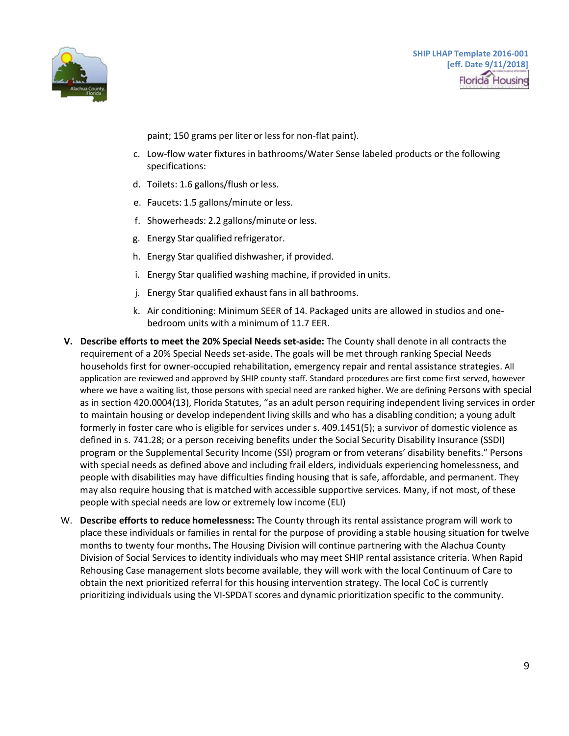paint; 150 grams per liter or less for non-flat paint).

c. Low-flow water fixtures in bathrooms/Water Sense labeled products or the following specifications:

d. Toilets: 1.6 gallons/flush or less.

e. Faucets: 1.5 gallons/minute or less.

f. Showerheads: 2.2 gallons/minute or less.

g. Energy Star qualified refrigerator.

h. Energy Star qualified dishwasher, if provided.

i. Energy Star qualified washing machine, if provided in units.

j. Energy Star qualified exhaust fans in all bathrooms.

k. Air conditioning: Minimum SEER of 14. Packaged units are allowed in studios and one-bedroom units with a minimum of 11.7 EER.

**V. Describe efforts to meet the 20% Special Needs set-aside:** The County shall denote in all contracts the requirement of a 20% Special Needs set-aside. The goals will be met through ranking Special Needs households first for owner-occupied rehabilitation, emergency repair and rental assistance strategies. All application are reviewed and approved by SHIP county staff. Standard procedures are first come first served, however where we have a waiting list, those persons with special need are ranked higher. We are defining Persons with special as in section 420.0004(13), Florida Statutes, "as an adult person requiring independent living services in order to maintain housing or develop independent living skills and who has a disabling condition; a young adult formerly in foster care who is eligible for services under s. 409.1451(5); a survivor of domestic violence as defined in s. 741.28; or a person receiving benefits under the Social Security Disability Insurance (SSDI) program or the Supplemental Security Income (SSI) program or from veterans' disability benefits." Persons with special needs as defined above and including frail elders, individuals experiencing homelessness, and people with disabilities may have difficulties finding housing that is safe, affordable, and permanent. They may also require housing that is matched with accessible supportive services. Many, if not most, of these people with special needs are low or extremely low income (ELI)

W. **Describe efforts to reduce homelessness:** The County through its rental assistance program will work to place these individuals or families in rental for the purpose of providing a stable housing situation for twelve months to twenty four months**.** The Housing Division will continue partnering with the Alachua County Division of Social Services to identity individuals who may meet SHIP rental assistance criteria. When Rapid Rehousing Case management slots become available, they will work with the local Continuum of Care to obtain the next prioritized referral for this housing intervention strategy. The local CoC is currently prioritizing individuals using the VI-SPDAT scores and dynamic prioritization specific to the community.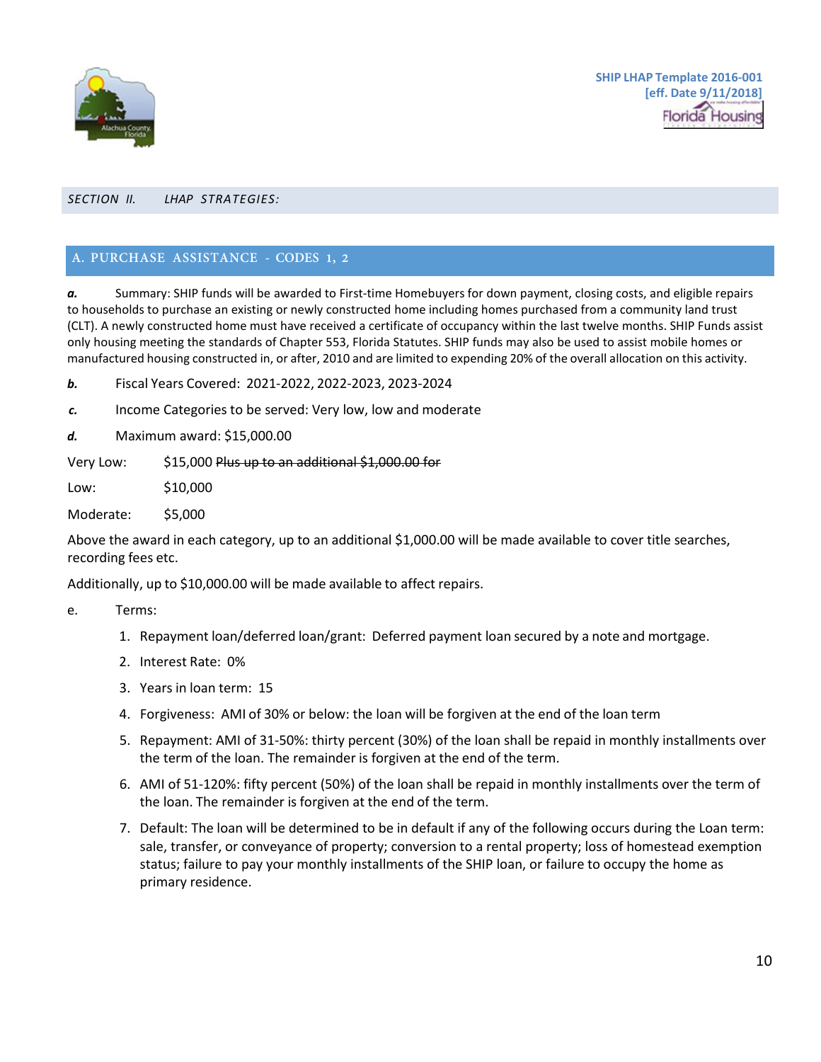## SECTION II. LHAP STRATEGIES:

### A. PURCHASE ASSISTANCE - CODES 1, 2

***a.*** Summary: SHIP funds will be awarded to First-time Homebuyers for down payment, closing costs, and eligible repairs to households to purchase an existing or newly constructed home including homes purchased from a community land trust (CLT). A newly constructed home must have received a certificate of occupancy within the last twelve months. SHIP Funds assist only housing meeting the standards of Chapter 553, Florida Statutes. SHIP funds may also be used to assist mobile homes or manufactured housing constructed in, or after, 2010 and are limited to expending 20% of the overall allocation on this activity.

***b.*** Fiscal Years Covered: 2021-2022, 2022-2023, 2023-2024

***c.*** Income Categories to be served: Very low, low and moderate

***d.*** Maximum award: $15,000.00

Very Low: $15,000 ~~Plus up to an additional $1,000.00 for~~

Low: $10,000

Moderate: $5,000

Above the award in each category, up to an additional $1,000.00 will be made available to cover title searches, recording fees etc.

Additionally, up to $10,000.00 will be made available to affect repairs.

e. Terms:

1. Repayment loan/deferred loan/grant: Deferred payment loan secured by a note and mortgage.
2. Interest Rate: 0%
3. Years in loan term: 15
4. Forgiveness: AMI of 30% or below: the loan will be forgiven at the end of the loan term
5. Repayment: AMI of 31-50%: thirty percent (30%) of the loan shall be repaid in monthly installments over the term of the loan. The remainder is forgiven at the end of the term.
6. AMI of 51-120%: fifty percent (50%) of the loan shall be repaid in monthly installments over the term of the loan. The remainder is forgiven at the end of the term.
7. Default: The loan will be determined to be in default if any of the following occurs during the Loan term: sale, transfer, or conveyance of property; conversion to a rental property; loss of homestead exemption status; failure to pay your monthly installments of the SHIP loan, or failure to occupy the home as primary residence.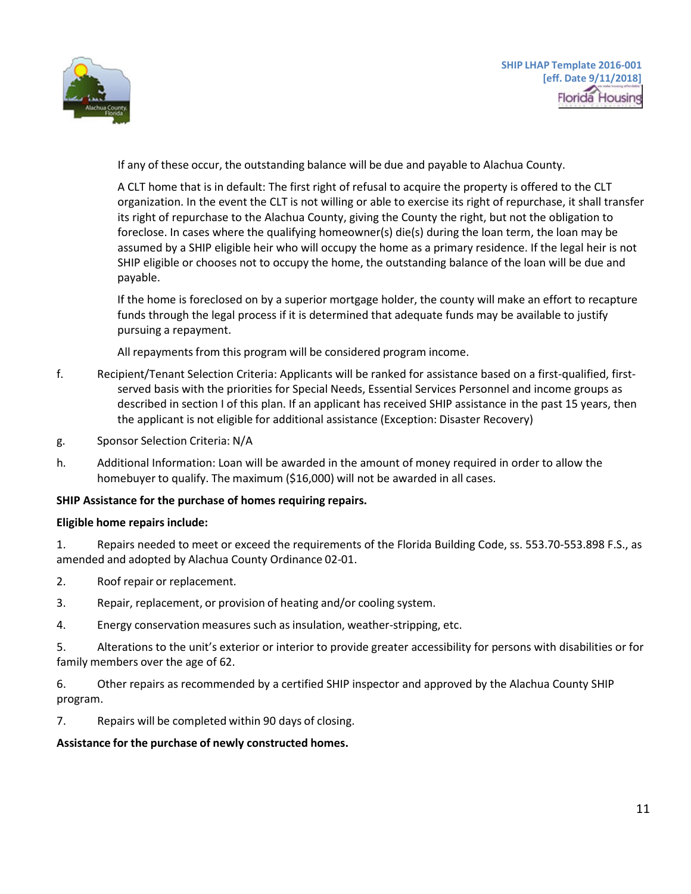If any of these occur, the outstanding balance will be due and payable to Alachua County.

A CLT home that is in default: The first right of refusal to acquire the property is offered to the CLT organization. In the event the CLT is not willing or able to exercise its right of repurchase, it shall transfer its right of repurchase to the Alachua County, giving the County the right, but not the obligation to foreclose. In cases where the qualifying homeowner(s) die(s) during the loan term, the loan may be assumed by a SHIP eligible heir who will occupy the home as a primary residence. If the legal heir is not SHIP eligible or chooses not to occupy the home, the outstanding balance of the loan will be due and payable.

If the home is foreclosed on by a superior mortgage holder, the county will make an effort to recapture funds through the legal process if it is determined that adequate funds may be available to justify pursuing a repayment.

All repayments from this program will be considered program income.

f. Recipient/Tenant Selection Criteria: Applicants will be ranked for assistance based on a first-qualified, first-served basis with the priorities for Special Needs, Essential Services Personnel and income groups as described in section I of this plan. If an applicant has received SHIP assistance in the past 15 years, then the applicant is not eligible for additional assistance (Exception: Disaster Recovery)

g. Sponsor Selection Criteria: N/A

h. Additional Information: Loan will be awarded in the amount of money required in order to allow the homebuyer to qualify. The maximum ($16,000) will not be awarded in all cases.

**SHIP Assistance for the purchase of homes requiring repairs.**

**Eligible home repairs include:**

1. Repairs needed to meet or exceed the requirements of the Florida Building Code, ss. 553.70-553.898 F.S., as amended and adopted by Alachua County Ordinance 02-01.
2. Roof repair or replacement.
3. Repair, replacement, or provision of heating and/or cooling system.
4. Energy conservation measures such as insulation, weather-stripping, etc.
5. Alterations to the unit's exterior or interior to provide greater accessibility for persons with disabilities or for family members over the age of 62.
6. Other repairs as recommended by a certified SHIP inspector and approved by the Alachua County SHIP program.
7. Repairs will be completed within 90 days of closing.

**Assistance for the purchase of newly constructed homes.**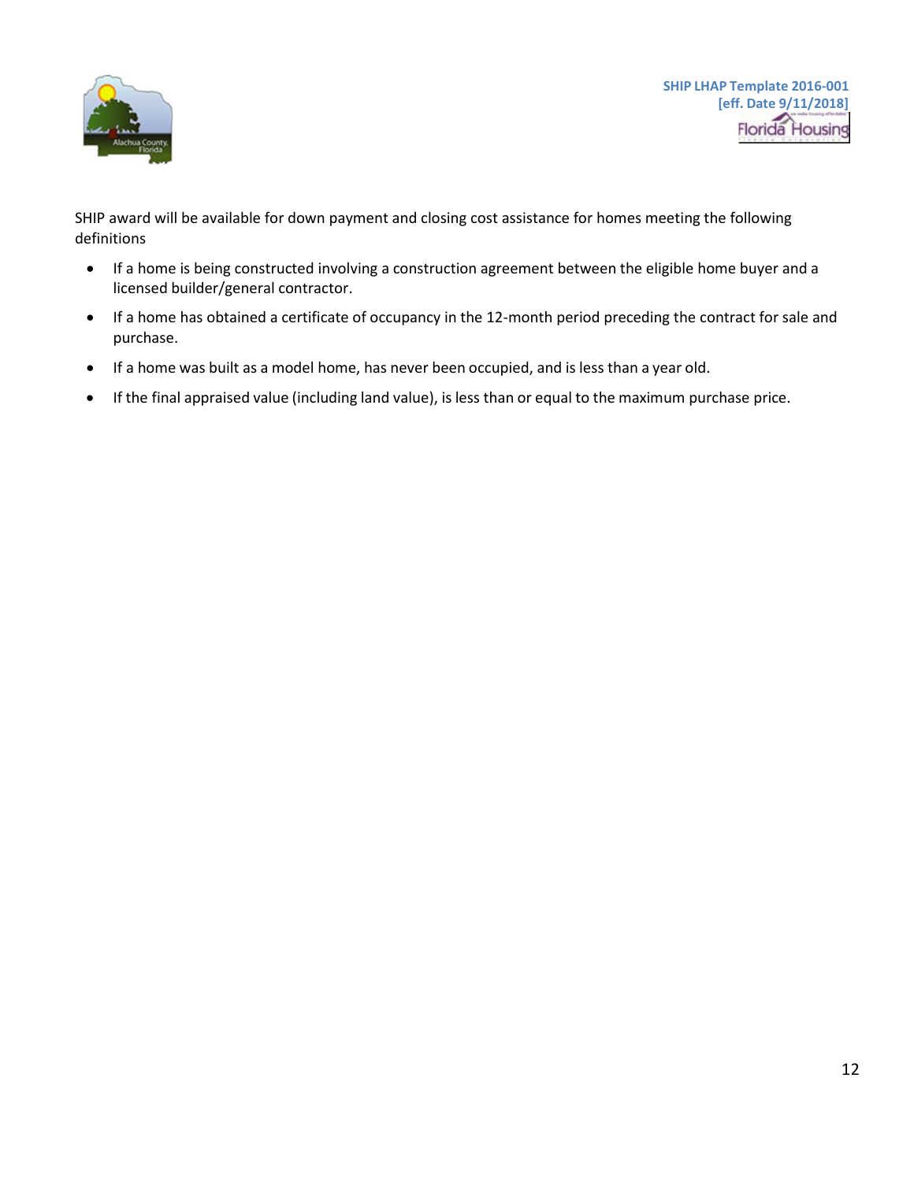SHIP award will be available for down payment and closing cost assistance for homes meeting the following definitions

- If a home is being constructed involving a construction agreement between the eligible home buyer and a licensed builder/general contractor.
- If a home has obtained a certificate of occupancy in the 12-month period preceding the contract for sale and purchase.
- If a home was built as a model home, has never been occupied, and is less than a year old.
- If the final appraised value (including land value), is less than or equal to the maximum purchase price.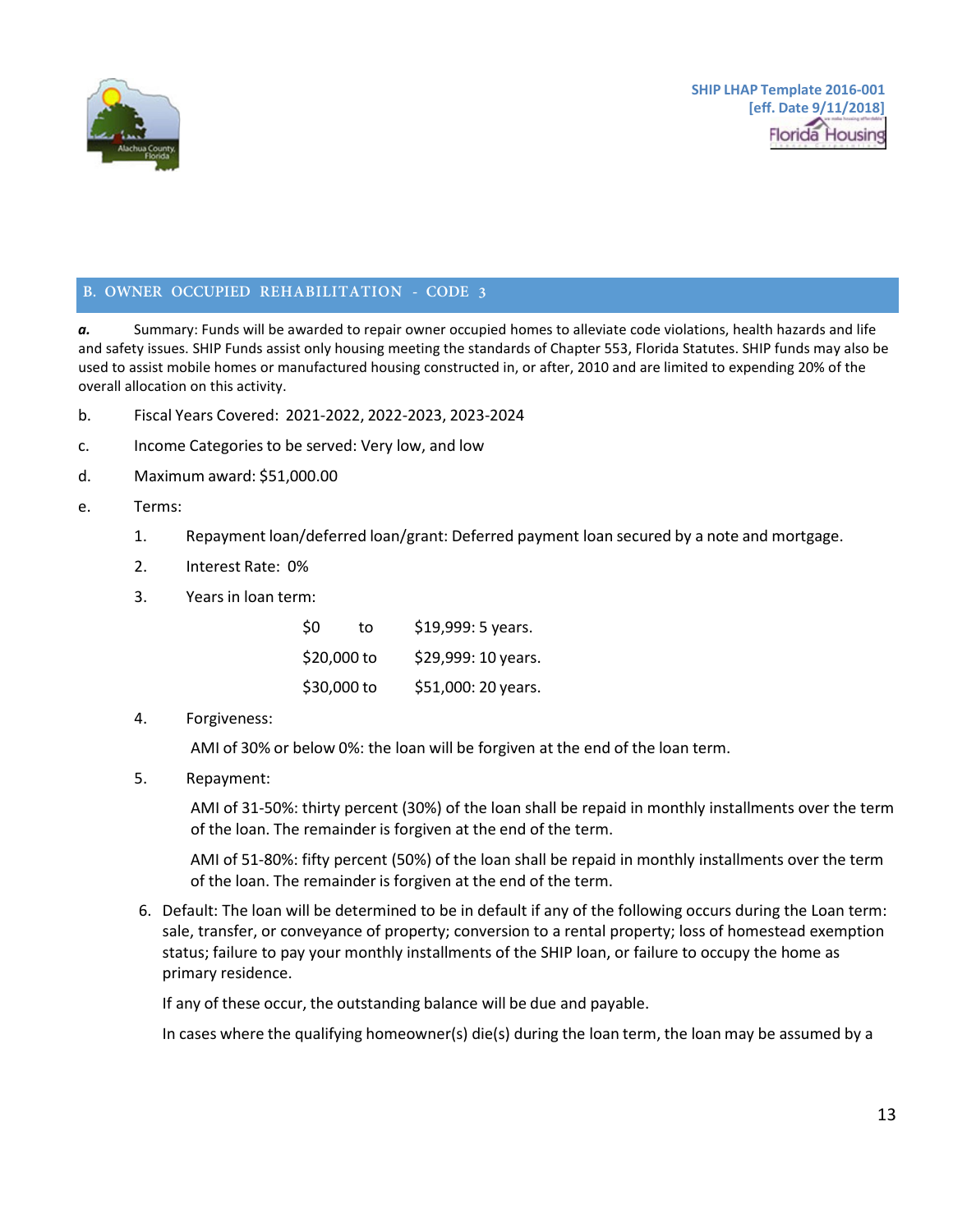## B. OWNER OCCUPIED REHABILITATION - CODE 3

***a.*** Summary: Funds will be awarded to repair owner occupied homes to alleviate code violations, health hazards and life and safety issues. SHIP Funds assist only housing meeting the standards of Chapter 553, Florida Statutes. SHIP funds may also be used to assist mobile homes or manufactured housing constructed in, or after, 2010 and are limited to expending 20% of the overall allocation on this activity.

b. Fiscal Years Covered: 2021-2022, 2022-2023, 2023-2024

c. Income Categories to be served: Very low, and low

d. Maximum award: $51,000.00

e. Terms:

1. Repayment loan/deferred loan/grant: Deferred payment loan secured by a note and mortgage.

2. Interest Rate: 0%

3. Years in loan term:

| | | |
|---|---|---|
| $0 | to | $19,999: 5 years. |
| $20,000 to | | $29,999: 10 years. |
| $30,000 to | | $51,000: 20 years. |

4. Forgiveness:

   AMI of 30% or below 0%: the loan will be forgiven at the end of the loan term.

5. Repayment:

   AMI of 31-50%: thirty percent (30%) of the loan shall be repaid in monthly installments over the term of the loan. The remainder is forgiven at the end of the term.

   AMI of 51-80%: fifty percent (50%) of the loan shall be repaid in monthly installments over the term of the loan. The remainder is forgiven at the end of the term.

6. Default: The loan will be determined to be in default if any of the following occurs during the Loan term: sale, transfer, or conveyance of property; conversion to a rental property; loss of homestead exemption status; failure to pay your monthly installments of the SHIP loan, or failure to occupy the home as primary residence.

   If any of these occur, the outstanding balance will be due and payable.

   In cases where the qualifying homeowner(s) die(s) during the loan term, the loan may be assumed by a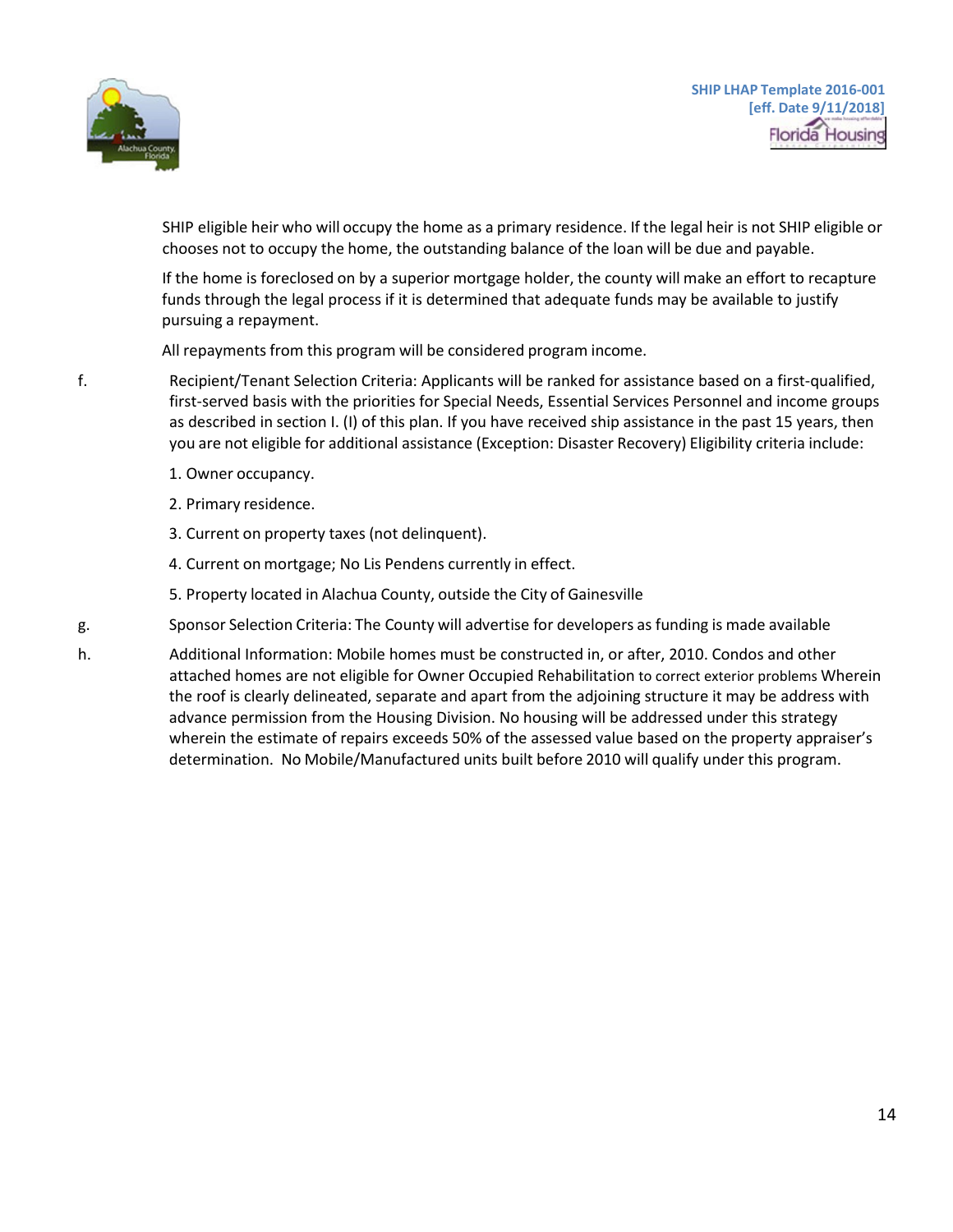SHIP eligible heir who will occupy the home as a primary residence. If the legal heir is not SHIP eligible or chooses not to occupy the home, the outstanding balance of the loan will be due and payable.

If the home is foreclosed on by a superior mortgage holder, the county will make an effort to recapture funds through the legal process if it is determined that adequate funds may be available to justify pursuing a repayment.

All repayments from this program will be considered program income.

f. Recipient/Tenant Selection Criteria: Applicants will be ranked for assistance based on a first-qualified, first-served basis with the priorities for Special Needs, Essential Services Personnel and income groups as described in section I. (I) of this plan. If you have received ship assistance in the past 15 years, then you are not eligible for additional assistance (Exception: Disaster Recovery) Eligibility criteria include:

1. Owner occupancy.
2. Primary residence.
3. Current on property taxes (not delinquent).
4. Current on mortgage; No Lis Pendens currently in effect.
5. Property located in Alachua County, outside the City of Gainesville

g. Sponsor Selection Criteria: The County will advertise for developers as funding is made available

h. Additional Information: Mobile homes must be constructed in, or after, 2010. Condos and other attached homes are not eligible for Owner Occupied Rehabilitation to correct exterior problems Wherein the roof is clearly delineated, separate and apart from the adjoining structure it may be address with advance permission from the Housing Division. No housing will be addressed under this strategy wherein the estimate of repairs exceeds 50% of the assessed value based on the property appraiser's determination. No Mobile/Manufactured units built before 2010 will qualify under this program.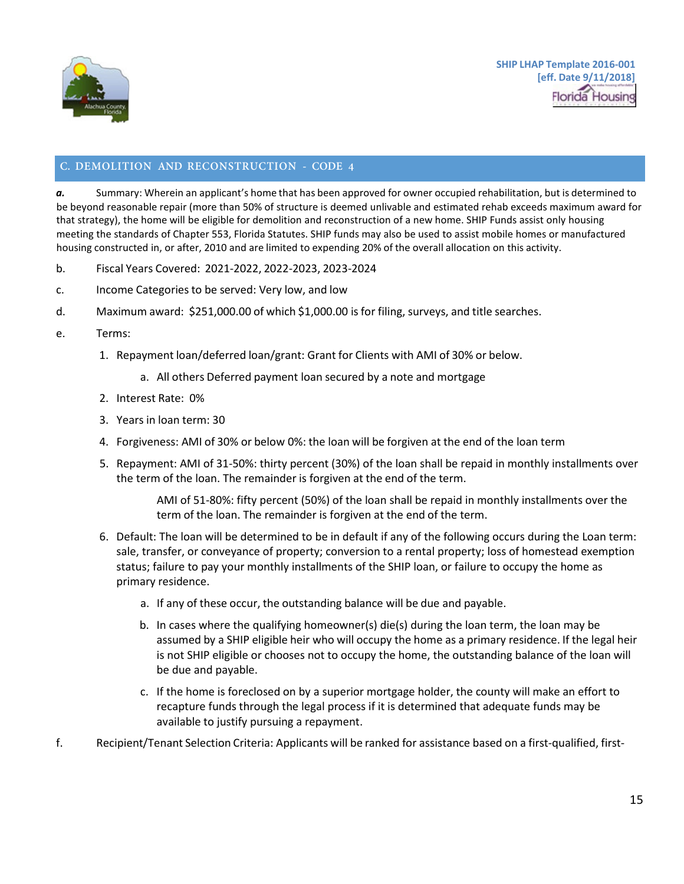## C. DEMOLITION AND RECONSTRUCTION - CODE 4

***a.*** Summary: Wherein an applicant's home that has been approved for owner occupied rehabilitation, but is determined to be beyond reasonable repair (more than 50% of structure is deemed unlivable and estimated rehab exceeds maximum award for that strategy), the home will be eligible for demolition and reconstruction of a new home. SHIP Funds assist only housing meeting the standards of Chapter 553, Florida Statutes. SHIP funds may also be used to assist mobile homes or manufactured housing constructed in, or after, 2010 and are limited to expending 20% of the overall allocation on this activity.

b. Fiscal Years Covered: 2021-2022, 2022-2023, 2023-2024

c. Income Categories to be served: Very low, and low

d. Maximum award: $251,000.00 of which $1,000.00 is for filing, surveys, and title searches.

e. Terms:

1. Repayment loan/deferred loan/grant: Grant for Clients with AMI of 30% or below.
   a. All others Deferred payment loan secured by a note and mortgage
2. Interest Rate: 0%
3. Years in loan term: 30
4. Forgiveness: AMI of 30% or below 0%: the loan will be forgiven at the end of the loan term
5. Repayment: AMI of 31-50%: thirty percent (30%) of the loan shall be repaid in monthly installments over the term of the loan. The remainder is forgiven at the end of the term.

   AMI of 51-80%: fifty percent (50%) of the loan shall be repaid in monthly installments over the term of the loan. The remainder is forgiven at the end of the term.
6. Default: The loan will be determined to be in default if any of the following occurs during the Loan term: sale, transfer, or conveyance of property; conversion to a rental property; loss of homestead exemption status; failure to pay your monthly installments of the SHIP loan, or failure to occupy the home as primary residence.
   a. If any of these occur, the outstanding balance will be due and payable.
   b. In cases where the qualifying homeowner(s) die(s) during the loan term, the loan may be assumed by a SHIP eligible heir who will occupy the home as a primary residence. If the legal heir is not SHIP eligible or chooses not to occupy the home, the outstanding balance of the loan will be due and payable.
   c. If the home is foreclosed on by a superior mortgage holder, the county will make an effort to recapture funds through the legal process if it is determined that adequate funds may be available to justify pursuing a repayment.

f. Recipient/Tenant Selection Criteria: Applicants will be ranked for assistance based on a first-qualified, first-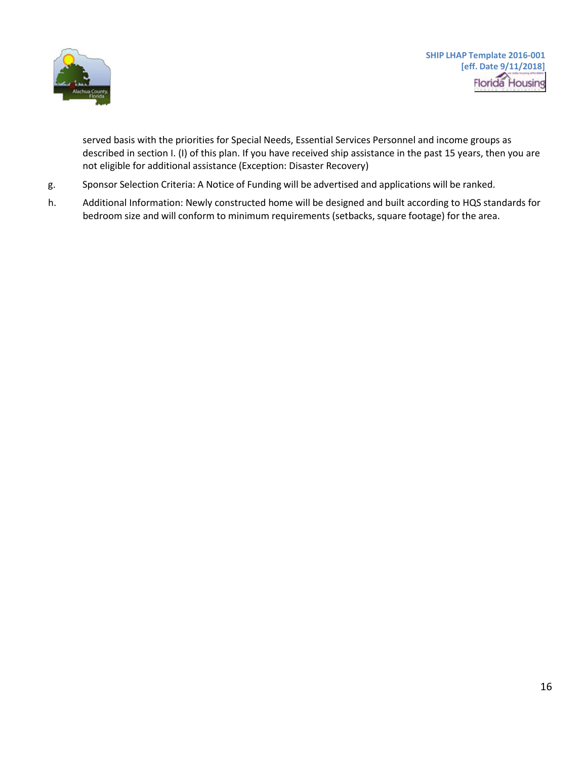served basis with the priorities for Special Needs, Essential Services Personnel and income groups as described in section I. (I) of this plan. If you have received ship assistance in the past 15 years, then you are not eligible for additional assistance (Exception: Disaster Recovery)

g. Sponsor Selection Criteria: A Notice of Funding will be advertised and applications will be ranked.

h. Additional Information: Newly constructed home will be designed and built according to HQS standards for bedroom size and will conform to minimum requirements (setbacks, square footage) for the area.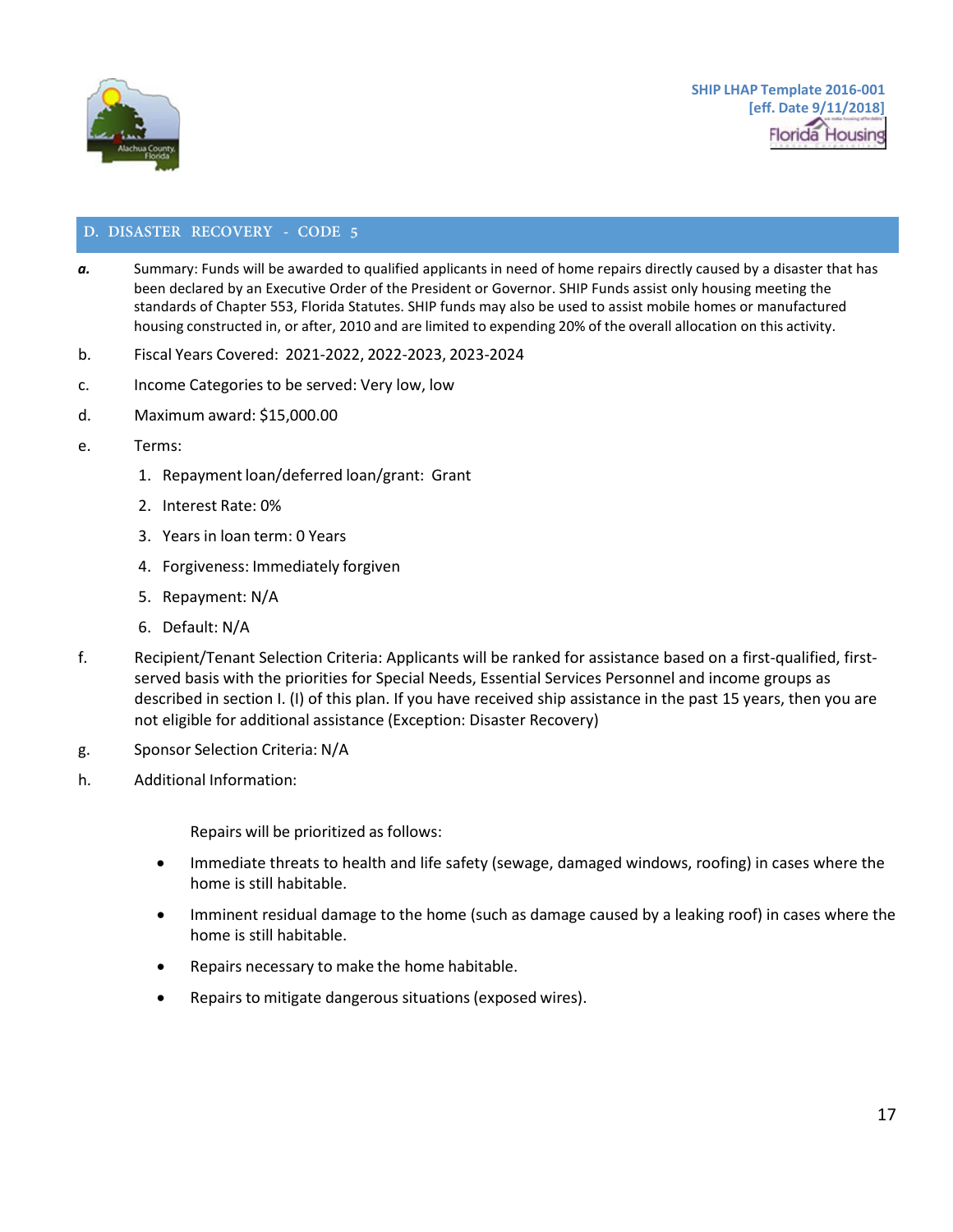## D. DISASTER RECOVERY - CODE 5

***a.*** Summary: Funds will be awarded to qualified applicants in need of home repairs directly caused by a disaster that has been declared by an Executive Order of the President or Governor. SHIP Funds assist only housing meeting the standards of Chapter 553, Florida Statutes. SHIP funds may also be used to assist mobile homes or manufactured housing constructed in, or after, 2010 and are limited to expending 20% of the overall allocation on this activity.

b. Fiscal Years Covered: 2021-2022, 2022-2023, 2023-2024

c. Income Categories to be served: Very low, low

d. Maximum award: $15,000.00

e. Terms:

1. Repayment loan/deferred loan/grant: Grant
2. Interest Rate: 0%
3. Years in loan term: 0 Years
4. Forgiveness: Immediately forgiven
5. Repayment: N/A
6. Default: N/A

f. Recipient/Tenant Selection Criteria: Applicants will be ranked for assistance based on a first-qualified, first-served basis with the priorities for Special Needs, Essential Services Personnel and income groups as described in section I. (I) of this plan. If you have received ship assistance in the past 15 years, then you are not eligible for additional assistance (Exception: Disaster Recovery)

g. Sponsor Selection Criteria: N/A

h. Additional Information:

Repairs will be prioritized as follows:

- Immediate threats to health and life safety (sewage, damaged windows, roofing) in cases where the home is still habitable.
- Imminent residual damage to the home (such as damage caused by a leaking roof) in cases where the home is still habitable.
- Repairs necessary to make the home habitable.
- Repairs to mitigate dangerous situations (exposed wires).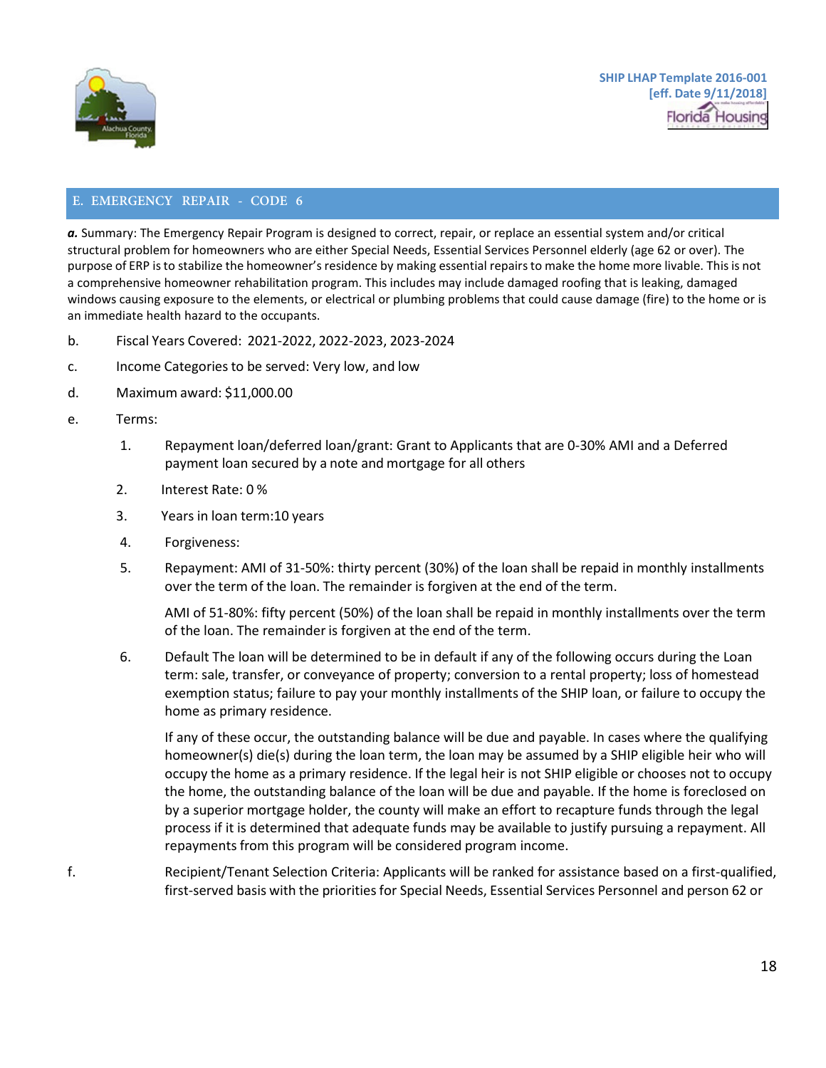## E. EMERGENCY REPAIR - CODE 6

***a.*** Summary: The Emergency Repair Program is designed to correct, repair, or replace an essential system and/or critical structural problem for homeowners who are either Special Needs, Essential Services Personnel elderly (age 62 or over). The purpose of ERP is to stabilize the homeowner's residence by making essential repairs to make the home more livable. This is not a comprehensive homeowner rehabilitation program. This includes may include damaged roofing that is leaking, damaged windows causing exposure to the elements, or electrical or plumbing problems that could cause damage (fire) to the home or is an immediate health hazard to the occupants.

b. Fiscal Years Covered: 2021-2022, 2022-2023, 2023-2024

c. Income Categories to be served: Very low, and low

d. Maximum award: $11,000.00

e. Terms:

1. Repayment loan/deferred loan/grant: Grant to Applicants that are 0-30% AMI and a Deferred payment loan secured by a note and mortgage for all others
2. Interest Rate: 0 %
3. Years in loan term:10 years
4. Forgiveness:
5. Repayment: AMI of 31-50%: thirty percent (30%) of the loan shall be repaid in monthly installments over the term of the loan. The remainder is forgiven at the end of the term.

   AMI of 51-80%: fifty percent (50%) of the loan shall be repaid in monthly installments over the term of the loan. The remainder is forgiven at the end of the term.
6. Default The loan will be determined to be in default if any of the following occurs during the Loan term: sale, transfer, or conveyance of property; conversion to a rental property; loss of homestead exemption status; failure to pay your monthly installments of the SHIP loan, or failure to occupy the home as primary residence.

   If any of these occur, the outstanding balance will be due and payable. In cases where the qualifying homeowner(s) die(s) during the loan term, the loan may be assumed by a SHIP eligible heir who will occupy the home as a primary residence. If the legal heir is not SHIP eligible or chooses not to occupy the home, the outstanding balance of the loan will be due and payable. If the home is foreclosed on by a superior mortgage holder, the county will make an effort to recapture funds through the legal process if it is determined that adequate funds may be available to justify pursuing a repayment. All repayments from this program will be considered program income.

f. Recipient/Tenant Selection Criteria: Applicants will be ranked for assistance based on a first-qualified, first-served basis with the priorities for Special Needs, Essential Services Personnel and person 62 or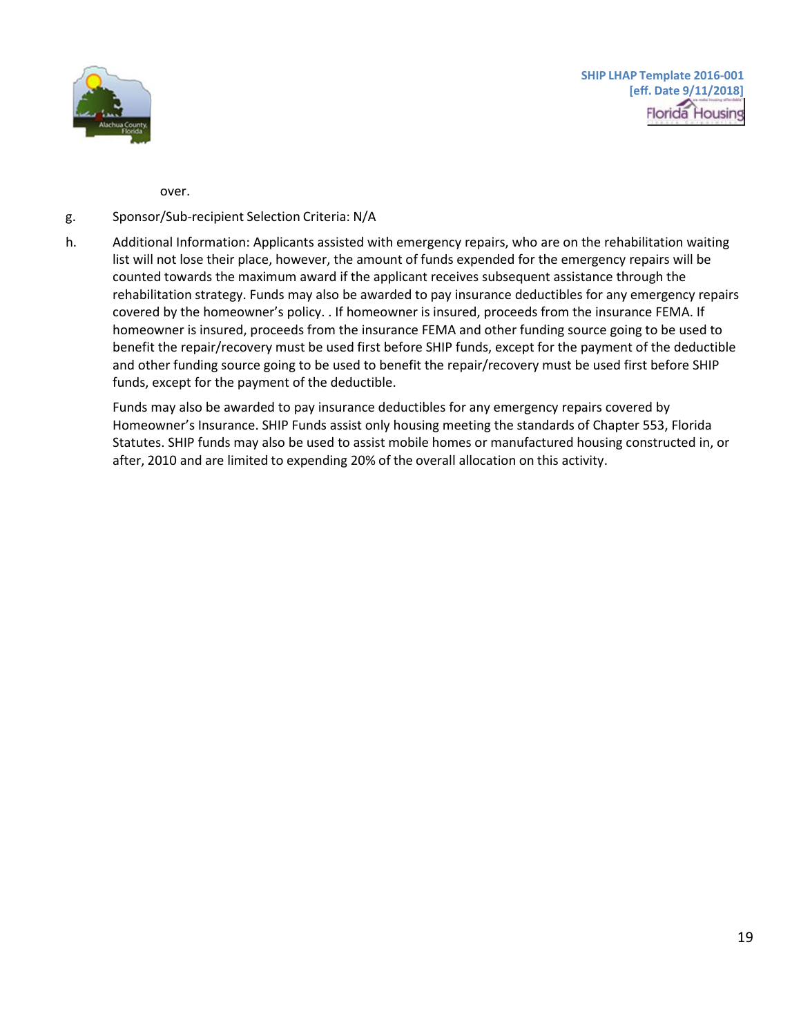over.

g. Sponsor/Sub-recipient Selection Criteria: N/A

h. Additional Information: Applicants assisted with emergency repairs, who are on the rehabilitation waiting list will not lose their place, however, the amount of funds expended for the emergency repairs will be counted towards the maximum award if the applicant receives subsequent assistance through the rehabilitation strategy. Funds may also be awarded to pay insurance deductibles for any emergency repairs covered by the homeowner's policy. . If homeowner is insured, proceeds from the insurance FEMA. If homeowner is insured, proceeds from the insurance FEMA and other funding source going to be used to benefit the repair/recovery must be used first before SHIP funds, except for the payment of the deductible and other funding source going to be used to benefit the repair/recovery must be used first before SHIP funds, except for the payment of the deductible.

   Funds may also be awarded to pay insurance deductibles for any emergency repairs covered by Homeowner's Insurance. SHIP Funds assist only housing meeting the standards of Chapter 553, Florida Statutes. SHIP funds may also be used to assist mobile homes or manufactured housing constructed in, or after, 2010 and are limited to expending 20% of the overall allocation on this activity.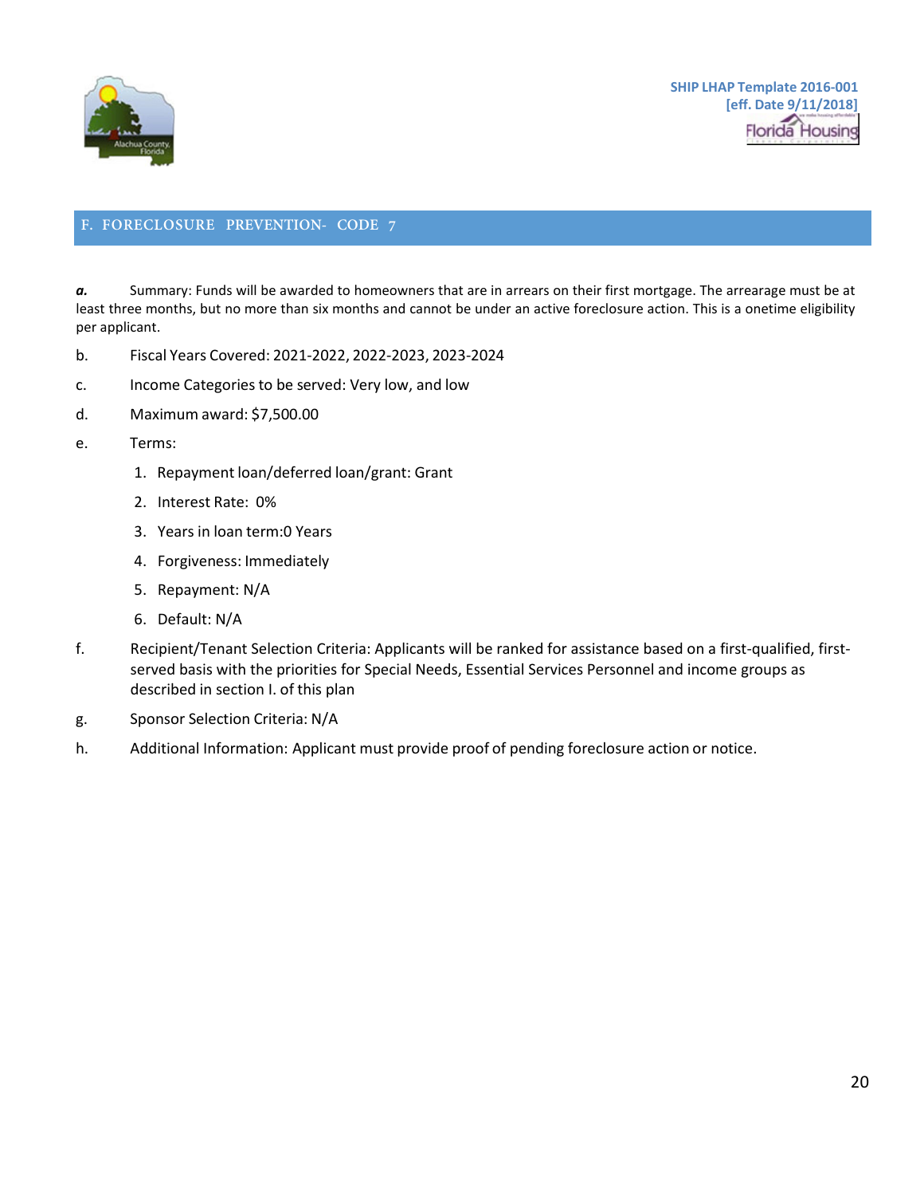## F. FORECLOSURE PREVENTION- CODE 7

***a.*** Summary: Funds will be awarded to homeowners that are in arrears on their first mortgage. The arrearage must be at least three months, but no more than six months and cannot be under an active foreclosure action. This is a onetime eligibility per applicant.

b. Fiscal Years Covered: 2021-2022, 2022-2023, 2023-2024

c. Income Categories to be served: Very low, and low

d. Maximum award: $7,500.00

e. Terms:

1. Repayment loan/deferred loan/grant: Grant
2. Interest Rate: 0%
3. Years in loan term:0 Years
4. Forgiveness: Immediately
5. Repayment: N/A
6. Default: N/A

f. Recipient/Tenant Selection Criteria: Applicants will be ranked for assistance based on a first-qualified, first-served basis with the priorities for Special Needs, Essential Services Personnel and income groups as described in section I. of this plan

g. Sponsor Selection Criteria: N/A

h. Additional Information: Applicant must provide proof of pending foreclosure action or notice.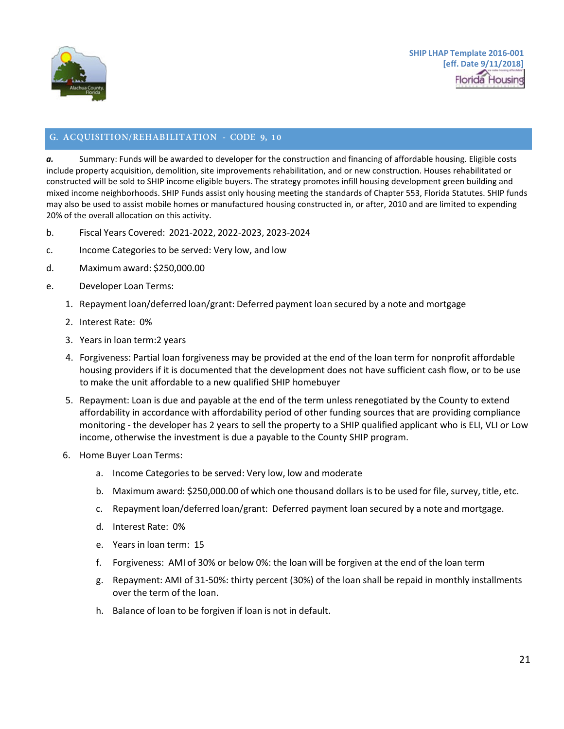## G. ACQUISITION/REHABILITATION - CODE 9, 10

***a.*** Summary: Funds will be awarded to developer for the construction and financing of affordable housing. Eligible costs include property acquisition, demolition, site improvements rehabilitation, and or new construction. Houses rehabilitated or constructed will be sold to SHIP income eligible buyers. The strategy promotes infill housing development green building and mixed income neighborhoods. SHIP Funds assist only housing meeting the standards of Chapter 553, Florida Statutes. SHIP funds may also be used to assist mobile homes or manufactured housing constructed in, or after, 2010 and are limited to expending 20% of the overall allocation on this activity.

b. Fiscal Years Covered: 2021-2022, 2022-2023, 2023-2024

c. Income Categories to be served: Very low, and low

d. Maximum award: $250,000.00

e. Developer Loan Terms:

1. Repayment loan/deferred loan/grant: Deferred payment loan secured by a note and mortgage
2. Interest Rate: 0%
3. Years in loan term:2 years
4. Forgiveness: Partial loan forgiveness may be provided at the end of the loan term for nonprofit affordable housing providers if it is documented that the development does not have sufficient cash flow, or to be use to make the unit affordable to a new qualified SHIP homebuyer
5. Repayment: Loan is due and payable at the end of the term unless renegotiated by the County to extend affordability in accordance with affordability period of other funding sources that are providing compliance monitoring - the developer has 2 years to sell the property to a SHIP qualified applicant who is ELI, VLI or Low income, otherwise the investment is due a payable to the County SHIP program.
6. Home Buyer Loan Terms:
   a. Income Categories to be served: Very low, low and moderate
   b. Maximum award: $250,000.00 of which one thousand dollars is to be used for file, survey, title, etc.
   c. Repayment loan/deferred loan/grant: Deferred payment loan secured by a note and mortgage.
   d. Interest Rate: 0%
   e. Years in loan term: 15
   f. Forgiveness: AMI of 30% or below 0%: the loan will be forgiven at the end of the loan term
   g. Repayment: AMI of 31-50%: thirty percent (30%) of the loan shall be repaid in monthly installments over the term of the loan.
   h. Balance of loan to be forgiven if loan is not in default.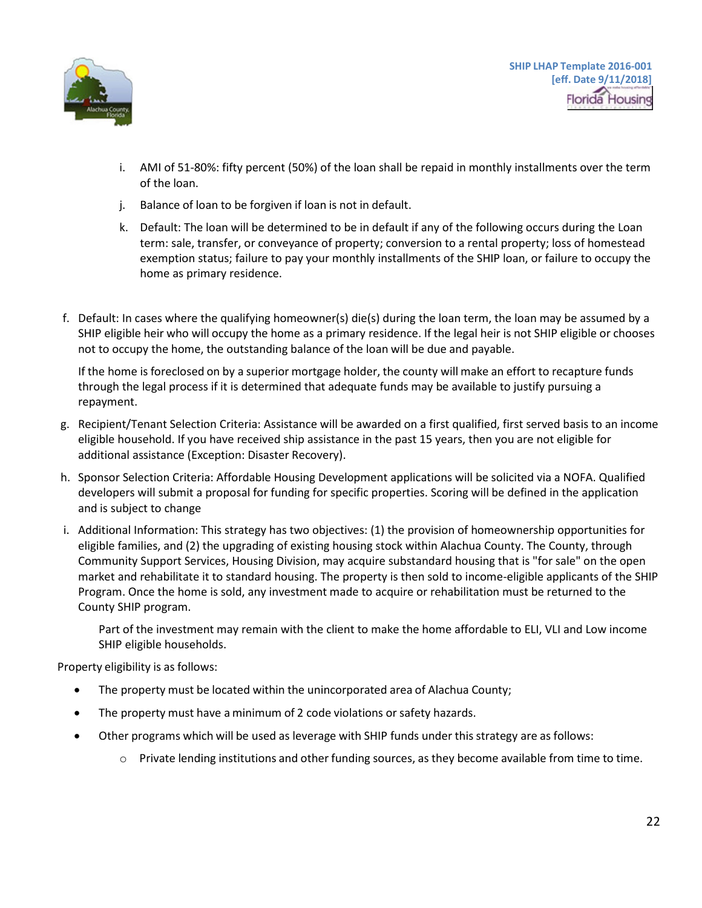i. AMI of 51-80%: fifty percent (50%) of the loan shall be repaid in monthly installments over the term of the loan.

j. Balance of loan to be forgiven if loan is not in default.

k. Default: The loan will be determined to be in default if any of the following occurs during the Loan term: sale, transfer, or conveyance of property; conversion to a rental property; loss of homestead exemption status; failure to pay your monthly installments of the SHIP loan, or failure to occupy the home as primary residence.

f. Default: In cases where the qualifying homeowner(s) die(s) during the loan term, the loan may be assumed by a SHIP eligible heir who will occupy the home as a primary residence. If the legal heir is not SHIP eligible or chooses not to occupy the home, the outstanding balance of the loan will be due and payable.

   If the home is foreclosed on by a superior mortgage holder, the county will make an effort to recapture funds through the legal process if it is determined that adequate funds may be available to justify pursuing a repayment.

g. Recipient/Tenant Selection Criteria: Assistance will be awarded on a first qualified, first served basis to an income eligible household. If you have received ship assistance in the past 15 years, then you are not eligible for additional assistance (Exception: Disaster Recovery).

h. Sponsor Selection Criteria: Affordable Housing Development applications will be solicited via a NOFA. Qualified developers will submit a proposal for funding for specific properties. Scoring will be defined in the application and is subject to change

i. Additional Information: This strategy has two objectives: (1) the provision of homeownership opportunities for eligible families, and (2) the upgrading of existing housing stock within Alachua County. The County, through Community Support Services, Housing Division, may acquire substandard housing that is "for sale" on the open market and rehabilitate it to standard housing. The property is then sold to income-eligible applicants of the SHIP Program. Once the home is sold, any investment made to acquire or rehabilitation must be returned to the County SHIP program.

   Part of the investment may remain with the client to make the home affordable to ELI, VLI and Low income SHIP eligible households.

Property eligibility is as follows:

- The property must be located within the unincorporated area of Alachua County;
- The property must have a minimum of 2 code violations or safety hazards.
- Other programs which will be used as leverage with SHIP funds under this strategy are as follows:
  - Private lending institutions and other funding sources, as they become available from time to time.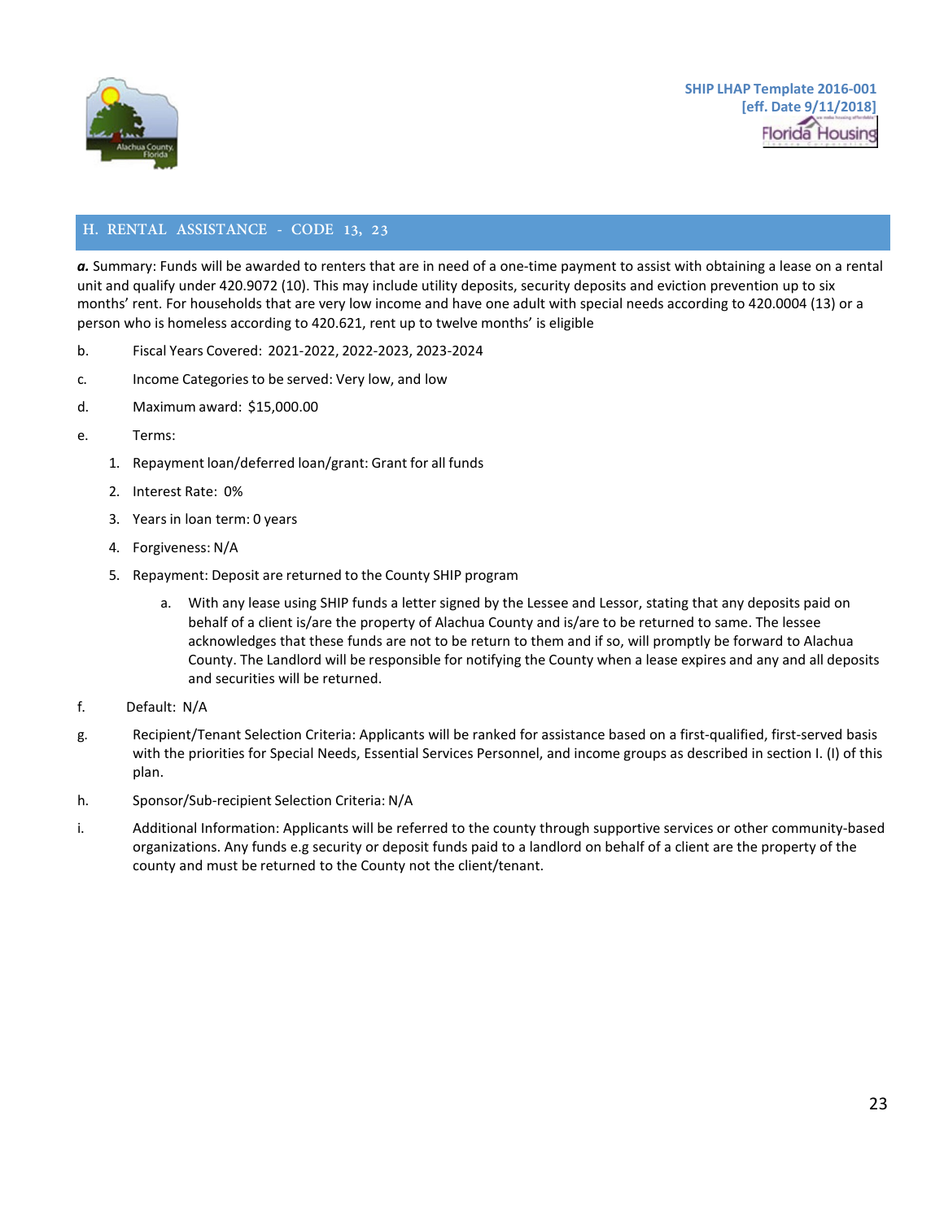## H. RENTAL ASSISTANCE - CODE 13, 23

***a.*** Summary: Funds will be awarded to renters that are in need of a one-time payment to assist with obtaining a lease on a rental unit and qualify under 420.9072 (10). This may include utility deposits, security deposits and eviction prevention up to six months' rent. For households that are very low income and have one adult with special needs according to 420.0004 (13) or a person who is homeless according to 420.621, rent up to twelve months' is eligible

b. Fiscal Years Covered: 2021-2022, 2022-2023, 2023-2024

c. Income Categories to be served: Very low, and low

d. Maximum award: $15,000.00

e. Terms:

1. Repayment loan/deferred loan/grant: Grant for all funds
2. Interest Rate: 0%
3. Years in loan term: 0 years
4. Forgiveness: N/A
5. Repayment: Deposit are returned to the County SHIP program
    a. With any lease using SHIP funds a letter signed by the Lessee and Lessor, stating that any deposits paid on behalf of a client is/are the property of Alachua County and is/are to be returned to same. The lessee acknowledges that these funds are not to be return to them and if so, will promptly be forward to Alachua County. The Landlord will be responsible for notifying the County when a lease expires and any and all deposits and securities will be returned.

f. Default: N/A

g. Recipient/Tenant Selection Criteria: Applicants will be ranked for assistance based on a first-qualified, first-served basis with the priorities for Special Needs, Essential Services Personnel, and income groups as described in section I. (I) of this plan.

h. Sponsor/Sub-recipient Selection Criteria: N/A

i. Additional Information: Applicants will be referred to the county through supportive services or other community-based organizations. Any funds e.g security or deposit funds paid to a landlord on behalf of a client are the property of the county and must be returned to the County not the client/tenant.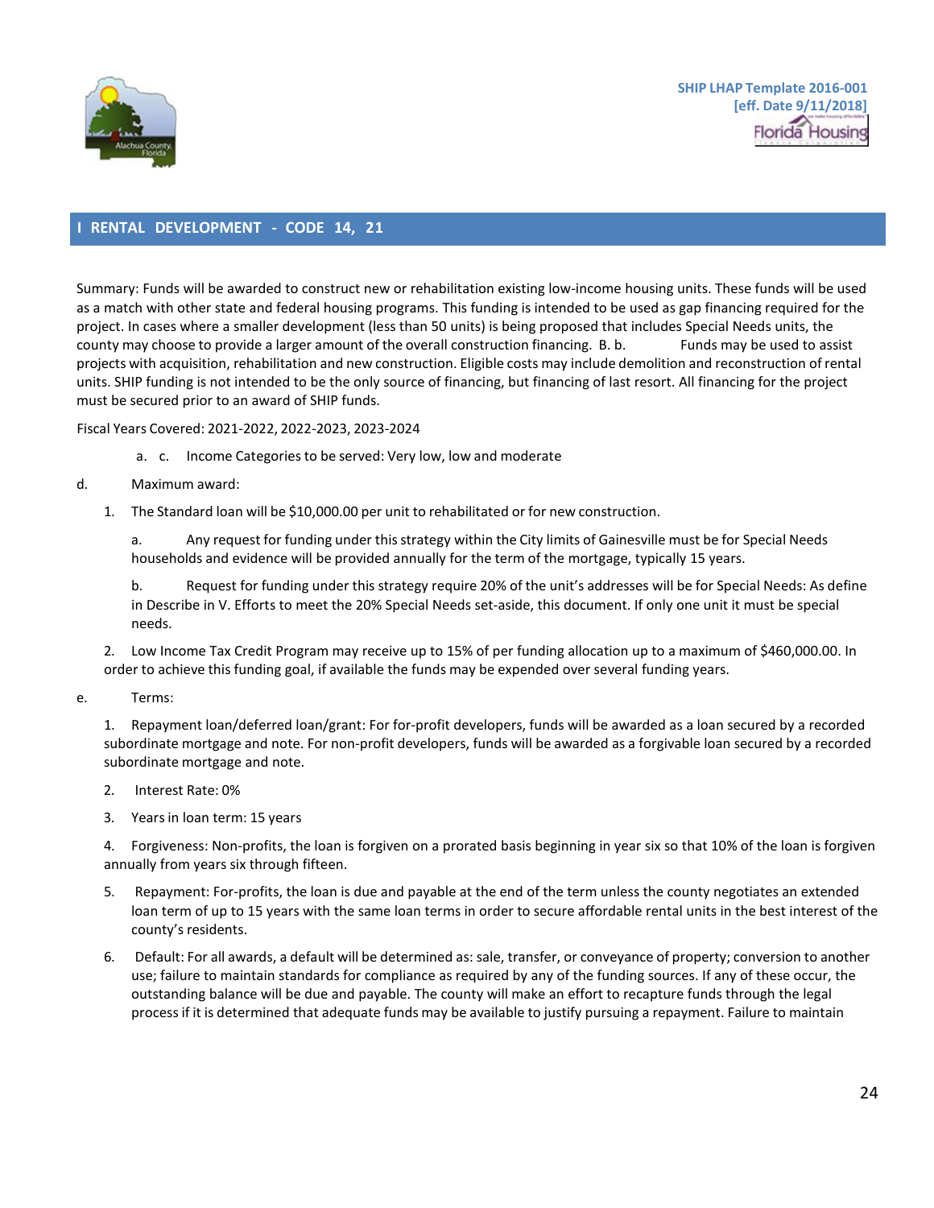## I RENTAL DEVELOPMENT - CODE 14, 21

Summary: Funds will be awarded to construct new or rehabilitation existing low-income housing units. These funds will be used as a match with other state and federal housing programs. This funding is intended to be used as gap financing required for the project. In cases where a smaller development (less than 50 units) is being proposed that includes Special Needs units, the county may choose to provide a larger amount of the overall construction financing. B. b. Funds may be used to assist projects with acquisition, rehabilitation and new construction. Eligible costs may include demolition and reconstruction of rental units. SHIP funding is not intended to be the only source of financing, but financing of last resort. All financing for the project must be secured prior to an award of SHIP funds.

Fiscal Years Covered: 2021-2022, 2022-2023, 2023-2024

a. c. Income Categories to be served: Very low, low and moderate

d. Maximum award:

1. The Standard loan will be $10,000.00 per unit to rehabilitated or for new construction.

   a. Any request for funding under this strategy within the City limits of Gainesville must be for Special Needs households and evidence will be provided annually for the term of the mortgage, typically 15 years.

   b. Request for funding under this strategy require 20% of the unit's addresses will be for Special Needs: As define in Describe in V. Efforts to meet the 20% Special Needs set-aside, this document. If only one unit it must be special needs.

2. Low Income Tax Credit Program may receive up to 15% of per funding allocation up to a maximum of $460,000.00. In order to achieve this funding goal, if available the funds may be expended over several funding years.

e. Terms:

1. Repayment loan/deferred loan/grant: For for-profit developers, funds will be awarded as a loan secured by a recorded subordinate mortgage and note. For non-profit developers, funds will be awarded as a forgivable loan secured by a recorded subordinate mortgage and note.

2. Interest Rate: 0%

3. Years in loan term: 15 years

4. Forgiveness: Non-profits, the loan is forgiven on a prorated basis beginning in year six so that 10% of the loan is forgiven annually from years six through fifteen.

5. Repayment: For-profits, the loan is due and payable at the end of the term unless the county negotiates an extended loan term of up to 15 years with the same loan terms in order to secure affordable rental units in the best interest of the county's residents.

6. Default: For all awards, a default will be determined as: sale, transfer, or conveyance of property; conversion to another use; failure to maintain standards for compliance as required by any of the funding sources. If any of these occur, the outstanding balance will be due and payable. The county will make an effort to recapture funds through the legal process if it is determined that adequate funds may be available to justify pursuing a repayment. Failure to maintain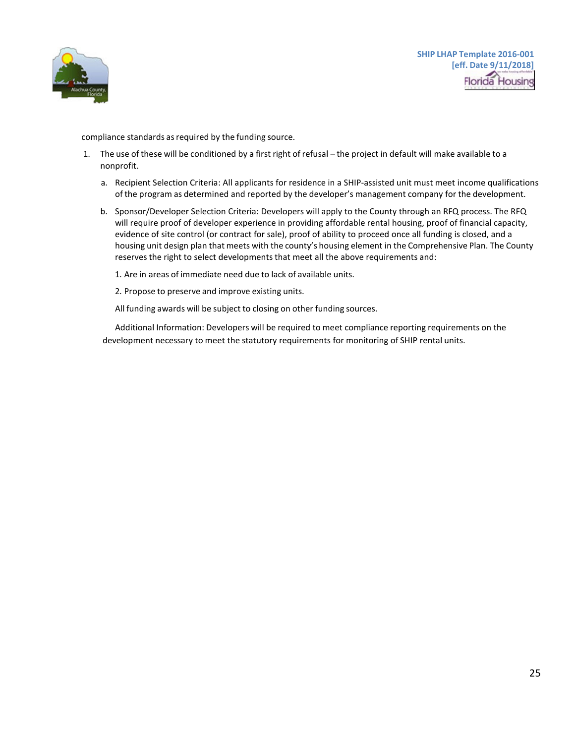compliance standards as required by the funding source.

1. The use of these will be conditioned by a first right of refusal – the project in default will make available to a nonprofit.

   a. Recipient Selection Criteria: All applicants for residence in a SHIP-assisted unit must meet income qualifications of the program as determined and reported by the developer's management company for the development.

   b. Sponsor/Developer Selection Criteria: Developers will apply to the County through an RFQ process. The RFQ will require proof of developer experience in providing affordable rental housing, proof of financial capacity, evidence of site control (or contract for sale), proof of ability to proceed once all funding is closed, and a housing unit design plan that meets with the county's housing element in the Comprehensive Plan. The County reserves the right to select developments that meet all the above requirements and:

      1. Are in areas of immediate need due to lack of available units.

      2. Propose to preserve and improve existing units.

      All funding awards will be subject to closing on other funding sources.

   Additional Information: Developers will be required to meet compliance reporting requirements on the development necessary to meet the statutory requirements for monitoring of SHIP rental units.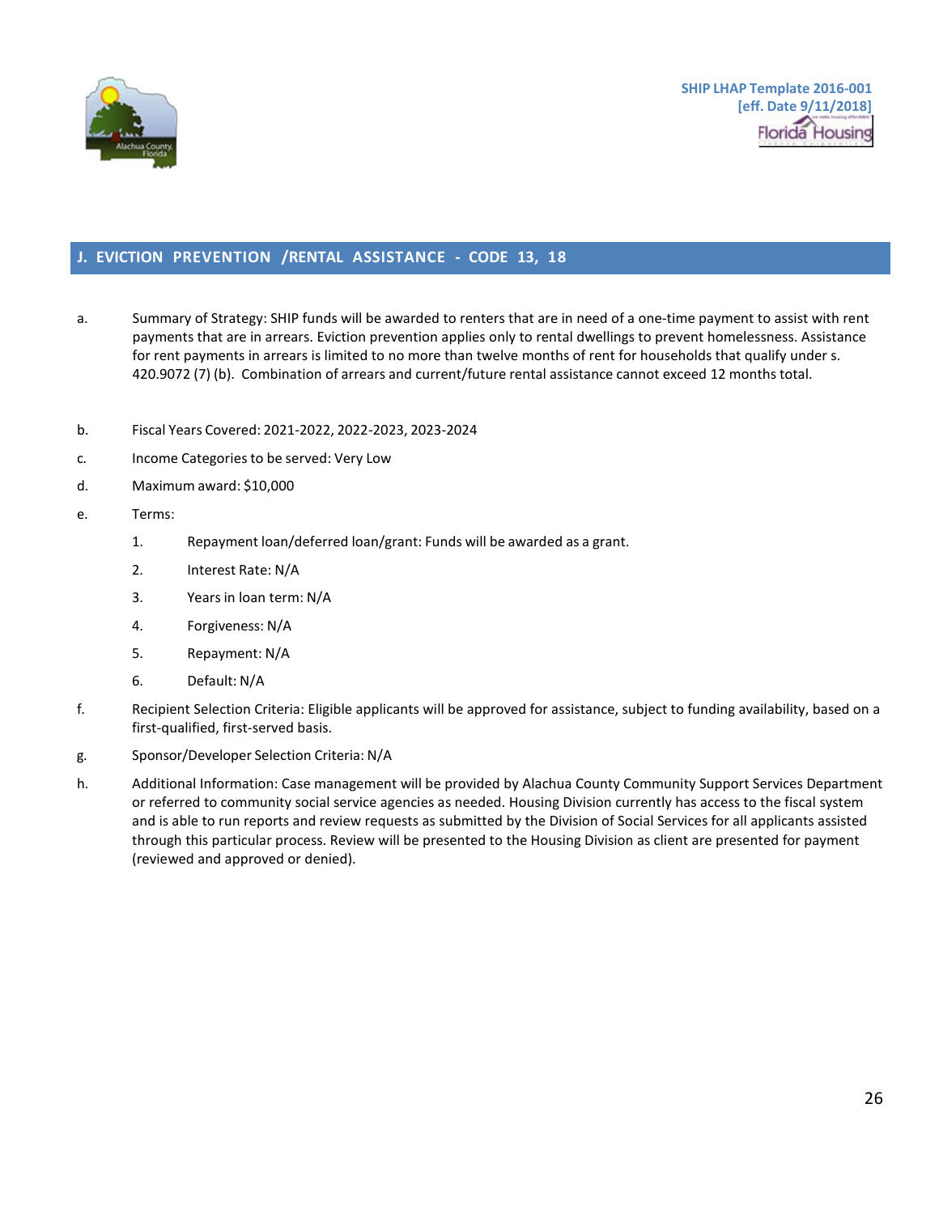## J. EVICTION PREVENTION /RENTAL ASSISTANCE - CODE 13, 18

a. Summary of Strategy: SHIP funds will be awarded to renters that are in need of a one-time payment to assist with rent payments that are in arrears. Eviction prevention applies only to rental dwellings to prevent homelessness. Assistance for rent payments in arrears is limited to no more than twelve months of rent for households that qualify under s. 420.9072 (7) (b). Combination of arrears and current/future rental assistance cannot exceed 12 months total.

b. Fiscal Years Covered: 2021-2022, 2022-2023, 2023-2024

c. Income Categories to be served: Very Low

d. Maximum award: $10,000

e. Terms:

1. Repayment loan/deferred loan/grant: Funds will be awarded as a grant.
2. Interest Rate: N/A
3. Years in loan term: N/A
4. Forgiveness: N/A
5. Repayment: N/A
6. Default: N/A

f. Recipient Selection Criteria: Eligible applicants will be approved for assistance, subject to funding availability, based on a first-qualified, first-served basis.

g. Sponsor/Developer Selection Criteria: N/A

h. Additional Information: Case management will be provided by Alachua County Community Support Services Department or referred to community social service agencies as needed. Housing Division currently has access to the fiscal system and is able to run reports and review requests as submitted by the Division of Social Services for all applicants assisted through this particular process. Review will be presented to the Housing Division as client are presented for payment (reviewed and approved or denied).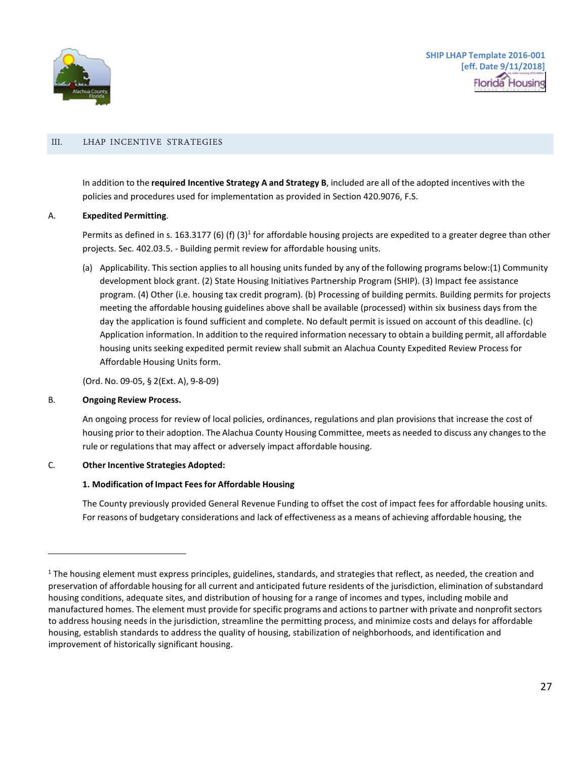## III. LHAP INCENTIVE STRATEGIES

In addition to the **required Incentive Strategy A and Strategy B**, included are all of the adopted incentives with the policies and procedures used for implementation as provided in Section 420.9076, F.S.

A. **Expedited Permitting**.

Permits as defined in s. 163.3177 (6) (f) (3)[1] for affordable housing projects are expedited to a greater degree than other projects. Sec. 402.03.5. - Building permit review for affordable housing units.

(a) Applicability. This section applies to all housing units funded by any of the following programs below:(1) Community development block grant. (2) State Housing Initiatives Partnership Program (SHIP). (3) Impact fee assistance program. (4) Other (i.e. housing tax credit program). (b) Processing of building permits. Building permits for projects meeting the affordable housing guidelines above shall be available (processed) within six business days from the day the application is found sufficient and complete. No default permit is issued on account of this deadline. (c) Application information. In addition to the required information necessary to obtain a building permit, all affordable housing units seeking expedited permit review shall submit an Alachua County Expedited Review Process for Affordable Housing Units form.

(Ord. No. 09-05, § 2(Ext. A), 9-8-09)

B. **Ongoing Review Process.**

An ongoing process for review of local policies, ordinances, regulations and plan provisions that increase the cost of housing prior to their adoption. The Alachua County Housing Committee, meets as needed to discuss any changes to the rule or regulations that may affect or adversely impact affordable housing.

C. **Other Incentive Strategies Adopted:**

**1. Modification of Impact Fees for Affordable Housing**

The County previously provided General Revenue Funding to offset the cost of impact fees for affordable housing units. For reasons of budgetary considerations and lack of effectiveness as a means of achieving affordable housing, the

---

[1] The housing element must express principles, guidelines, standards, and strategies that reflect, as needed, the creation and preservation of affordable housing for all current and anticipated future residents of the jurisdiction, elimination of substandard housing conditions, adequate sites, and distribution of housing for a range of incomes and types, including mobile and manufactured homes. The element must provide for specific programs and actions to partner with private and nonprofit sectors to address housing needs in the jurisdiction, streamline the permitting process, and minimize costs and delays for affordable housing, establish standards to address the quality of housing, stabilization of neighborhoods, and identification and improvement of historically significant housing.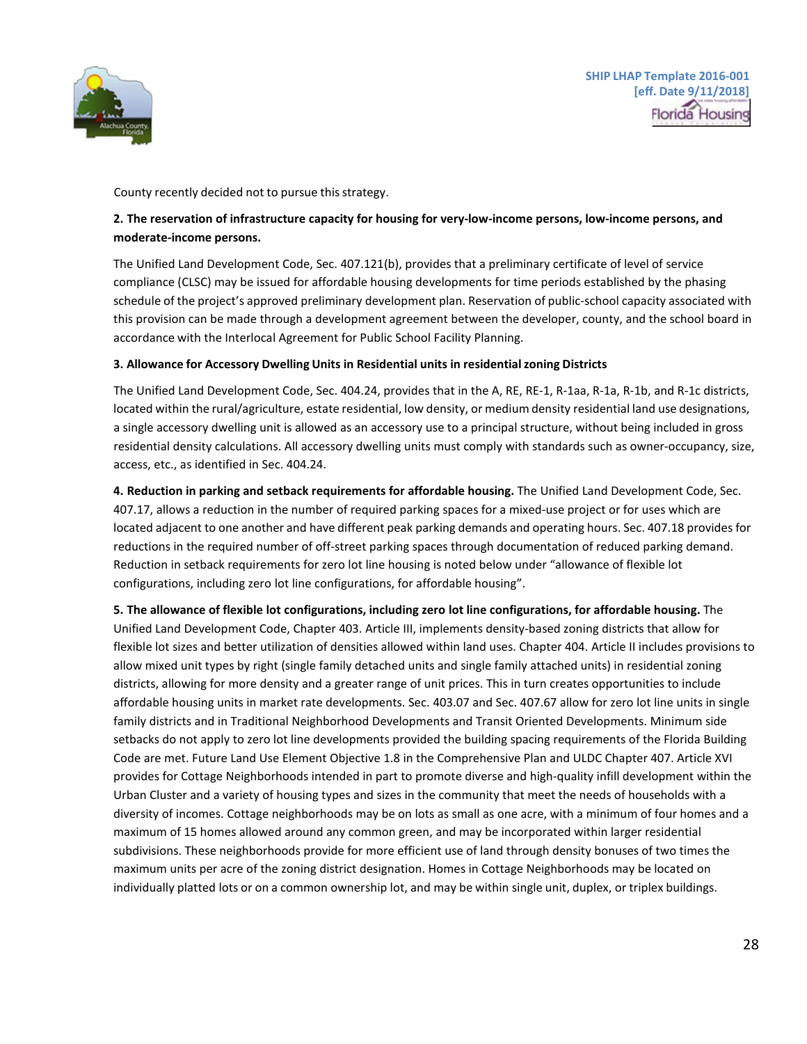County recently decided not to pursue this strategy.

**2. The reservation of infrastructure capacity for housing for very-low-income persons, low-income persons, and moderate-income persons.**

The Unified Land Development Code, Sec. 407.121(b), provides that a preliminary certificate of level of service compliance (CLSC) may be issued for affordable housing developments for time periods established by the phasing schedule of the project's approved preliminary development plan. Reservation of public-school capacity associated with this provision can be made through a development agreement between the developer, county, and the school board in accordance with the Interlocal Agreement for Public School Facility Planning.

**3. Allowance for Accessory Dwelling Units in Residential units in residential zoning Districts**

The Unified Land Development Code, Sec. 404.24, provides that in the A, RE, RE-1, R-1aa, R-1a, R-1b, and R-1c districts, located within the rural/agriculture, estate residential, low density, or medium density residential land use designations, a single accessory dwelling unit is allowed as an accessory use to a principal structure, without being included in gross residential density calculations. All accessory dwelling units must comply with standards such as owner-occupancy, size, access, etc., as identified in Sec. 404.24.

**4. Reduction in parking and setback requirements for affordable housing.** The Unified Land Development Code, Sec. 407.17, allows a reduction in the number of required parking spaces for a mixed-use project or for uses which are located adjacent to one another and have different peak parking demands and operating hours. Sec. 407.18 provides for reductions in the required number of off-street parking spaces through documentation of reduced parking demand. Reduction in setback requirements for zero lot line housing is noted below under "allowance of flexible lot configurations, including zero lot line configurations, for affordable housing".

**5. The allowance of flexible lot configurations, including zero lot line configurations, for affordable housing.** The Unified Land Development Code, Chapter 403. Article III, implements density-based zoning districts that allow for flexible lot sizes and better utilization of densities allowed within land uses. Chapter 404. Article II includes provisions to allow mixed unit types by right (single family detached units and single family attached units) in residential zoning districts, allowing for more density and a greater range of unit prices. This in turn creates opportunities to include affordable housing units in market rate developments. Sec. 403.07 and Sec. 407.67 allow for zero lot line units in single family districts and in Traditional Neighborhood Developments and Transit Oriented Developments. Minimum side setbacks do not apply to zero lot line developments provided the building spacing requirements of the Florida Building Code are met. Future Land Use Element Objective 1.8 in the Comprehensive Plan and ULDC Chapter 407. Article XVI provides for Cottage Neighborhoods intended in part to promote diverse and high-quality infill development within the Urban Cluster and a variety of housing types and sizes in the community that meet the needs of households with a diversity of incomes. Cottage neighborhoods may be on lots as small as one acre, with a minimum of four homes and a maximum of 15 homes allowed around any common green, and may be incorporated within larger residential subdivisions. These neighborhoods provide for more efficient use of land through density bonuses of two times the maximum units per acre of the zoning district designation. Homes in Cottage Neighborhoods may be located on individually platted lots or on a common ownership lot, and may be within single unit, duplex, or triplex buildings.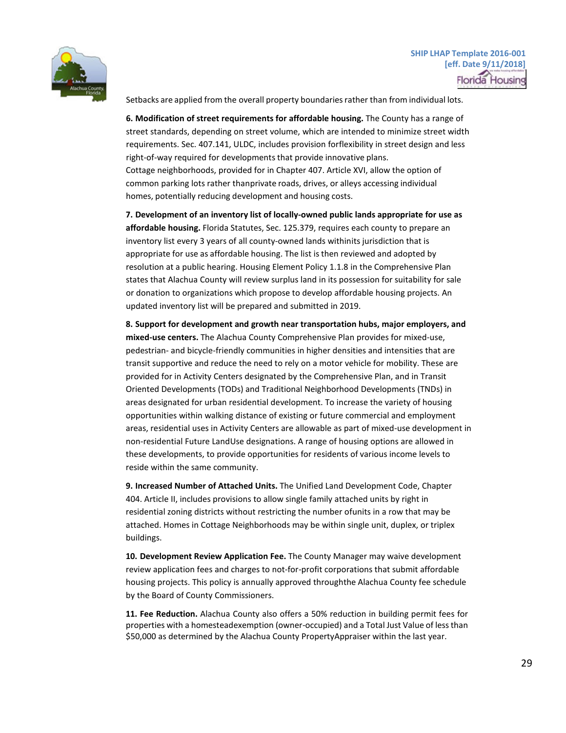Setbacks are applied from the overall property boundaries rather than from individual lots.

**6. Modification of street requirements for affordable housing.** The County has a range of street standards, depending on street volume, which are intended to minimize street width requirements. Sec. 407.141, ULDC, includes provision forflexibility in street design and less right-of-way required for developments that provide innovative plans. Cottage neighborhoods, provided for in Chapter 407. Article XVI, allow the option of common parking lots rather thanprivate roads, drives, or alleys accessing individual homes, potentially reducing development and housing costs.

**7. Development of an inventory list of locally-owned public lands appropriate for use as affordable housing.** Florida Statutes, Sec. 125.379, requires each county to prepare an inventory list every 3 years of all county-owned lands withinits jurisdiction that is appropriate for use as affordable housing. The list is then reviewed and adopted by resolution at a public hearing. Housing Element Policy 1.1.8 in the Comprehensive Plan states that Alachua County will review surplus land in its possession for suitability for sale or donation to organizations which propose to develop affordable housing projects. An updated inventory list will be prepared and submitted in 2019.

**8. Support for development and growth near transportation hubs, major employers, and mixed-use centers.** The Alachua County Comprehensive Plan provides for mixed-use, pedestrian- and bicycle-friendly communities in higher densities and intensities that are transit supportive and reduce the need to rely on a motor vehicle for mobility. These are provided for in Activity Centers designated by the Comprehensive Plan, and in Transit Oriented Developments (TODs) and Traditional Neighborhood Developments (TNDs) in areas designated for urban residential development. To increase the variety of housing opportunities within walking distance of existing or future commercial and employment areas, residential uses in Activity Centers are allowable as part of mixed-use development in non-residential Future LandUse designations. A range of housing options are allowed in these developments, to provide opportunities for residents of various income levels to reside within the same community.

**9. Increased Number of Attached Units.** The Unified Land Development Code, Chapter 404. Article II, includes provisions to allow single family attached units by right in residential zoning districts without restricting the number ofunits in a row that may be attached. Homes in Cottage Neighborhoods may be within single unit, duplex, or triplex buildings.

**10. Development Review Application Fee.** The County Manager may waive development review application fees and charges to not-for-profit corporations that submit affordable housing projects. This policy is annually approved throughthe Alachua County fee schedule by the Board of County Commissioners.

**11. Fee Reduction.** Alachua County also offers a 50% reduction in building permit fees for properties with a homesteadexemption (owner-occupied) and a Total Just Value of less than $50,000 as determined by the Alachua County PropertyAppraiser within the last year.